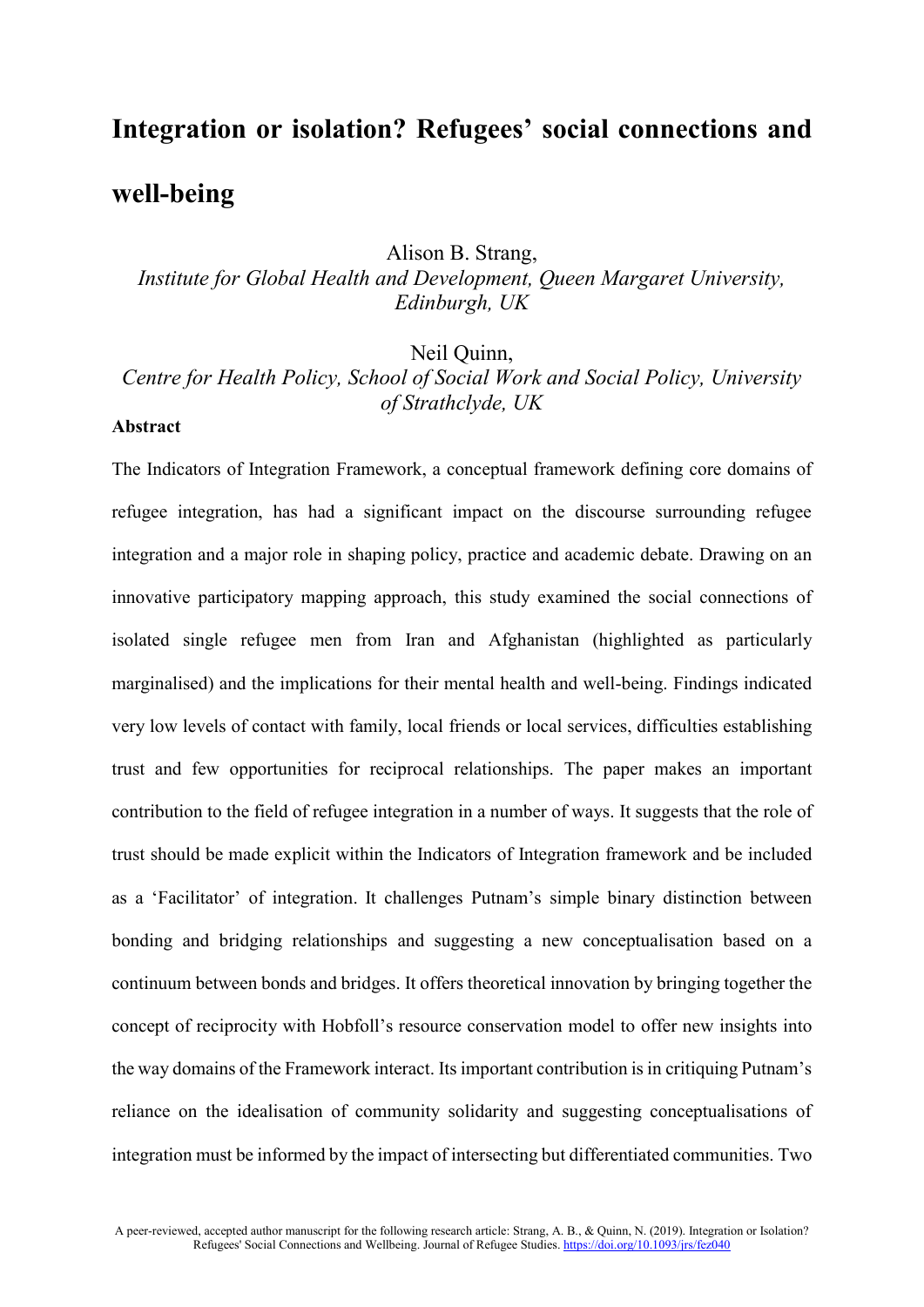# Integration or isolation? Refugees' social connections and well-being

Alison B. Strang,
*Institute for Global Health and Development, Queen Margaret University, Edinburgh, UK*

Neil Quinn,
*Centre for Health Policy, School of Social Work and Social Policy, University of Strathclyde, UK*

**Abstract**

The Indicators of Integration Framework, a conceptual framework defining core domains of refugee integration, has had a significant impact on the discourse surrounding refugee integration and a major role in shaping policy, practice and academic debate. Drawing on an innovative participatory mapping approach, this study examined the social connections of isolated single refugee men from Iran and Afghanistan (highlighted as particularly marginalised) and the implications for their mental health and well-being. Findings indicated very low levels of contact with family, local friends or local services, difficulties establishing trust and few opportunities for reciprocal relationships. The paper makes an important contribution to the field of refugee integration in a number of ways. It suggests that the role of trust should be made explicit within the Indicators of Integration framework and be included as a 'Facilitator' of integration. It challenges Putnam's simple binary distinction between bonding and bridging relationships and suggesting a new conceptualisation based on a continuum between bonds and bridges. It offers theoretical innovation by bringing together the concept of reciprocity with Hobfoll's resource conservation model to offer new insights into the way domains of the Framework interact. Its important contribution is in critiquing Putnam's reliance on the idealisation of community solidarity and suggesting conceptualisations of integration must be informed by the impact of intersecting but differentiated communities. Two

A peer-reviewed, accepted author manuscript for the following research article: Strang, A. B., & Quinn, N. (2019). Integration or Isolation? Refugees' Social Connections and Wellbeing. Journal of Refugee Studies. https://doi.org/10.1093/jrs/fez040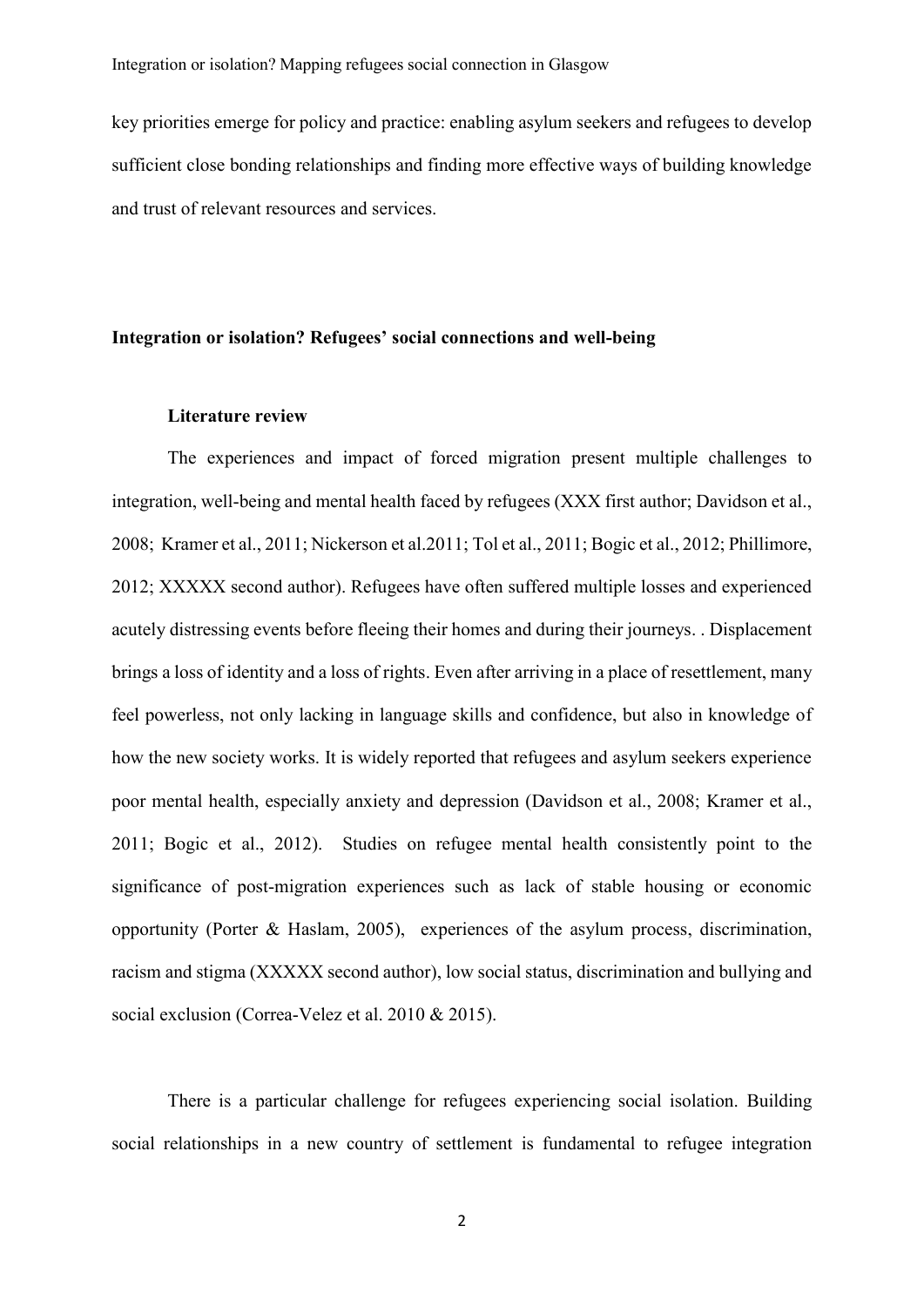key priorities emerge for policy and practice: enabling asylum seekers and refugees to develop sufficient close bonding relationships and finding more effective ways of building knowledge and trust of relevant resources and services.

## Integration or isolation? Refugees' social connections and well-being

### Literature review

The experiences and impact of forced migration present multiple challenges to integration, well-being and mental health faced by refugees (XXX first author; Davidson et al., 2008; Kramer et al., 2011; Nickerson et al.2011; Tol et al., 2011; Bogic et al., 2012; Phillimore, 2012; XXXXX second author). Refugees have often suffered multiple losses and experienced acutely distressing events before fleeing their homes and during their journeys. . Displacement brings a loss of identity and a loss of rights. Even after arriving in a place of resettlement, many feel powerless, not only lacking in language skills and confidence, but also in knowledge of how the new society works. It is widely reported that refugees and asylum seekers experience poor mental health, especially anxiety and depression (Davidson et al., 2008; Kramer et al., 2011; Bogic et al., 2012). Studies on refugee mental health consistently point to the significance of post-migration experiences such as lack of stable housing or economic opportunity (Porter & Haslam, 2005), experiences of the asylum process, discrimination, racism and stigma (XXXXX second author), low social status, discrimination and bullying and social exclusion (Correa-Velez et al. 2010 & 2015).

There is a particular challenge for refugees experiencing social isolation. Building social relationships in a new country of settlement is fundamental to refugee integration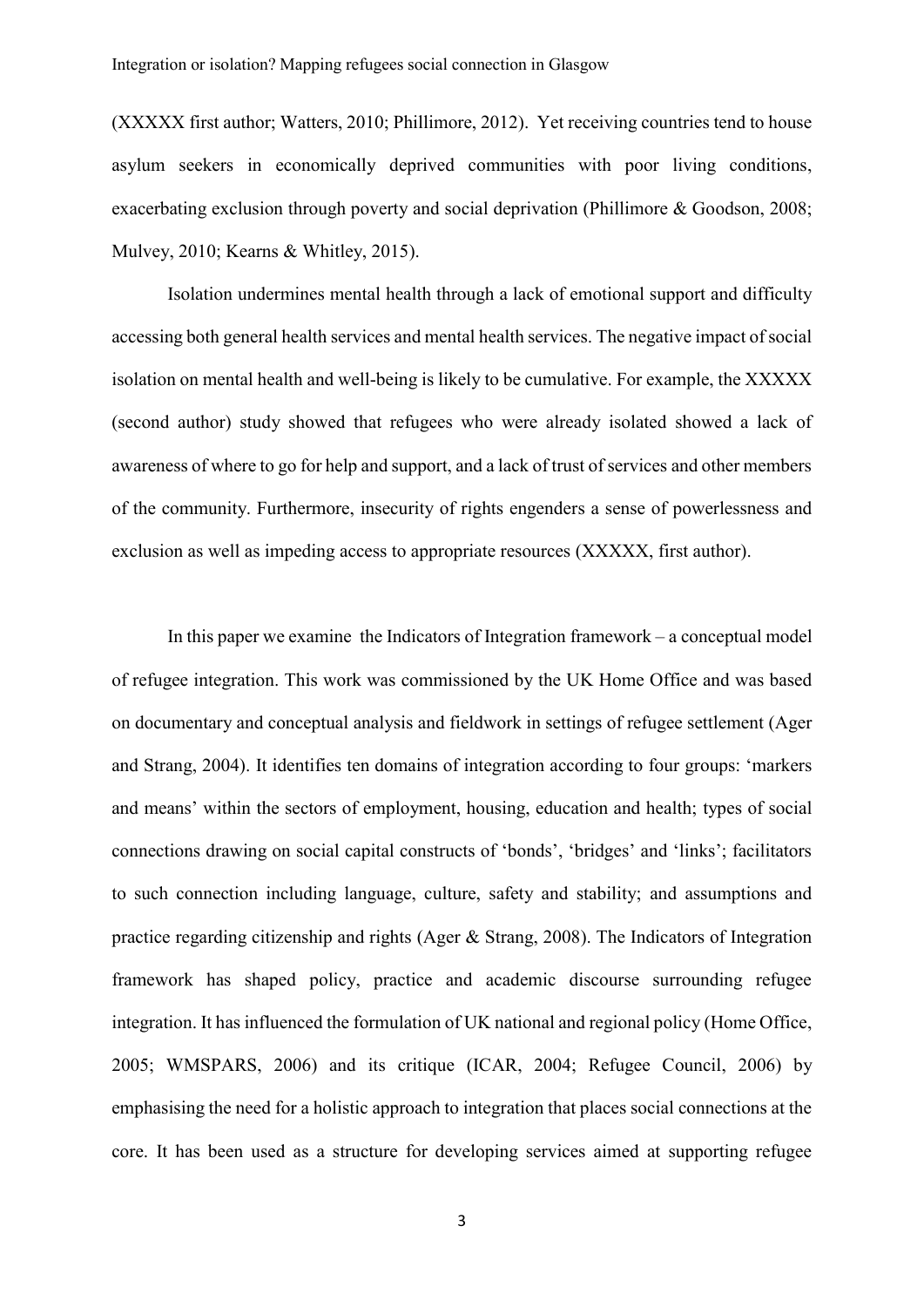(XXXXX first author; Watters, 2010; Phillimore, 2012). Yet receiving countries tend to house asylum seekers in economically deprived communities with poor living conditions, exacerbating exclusion through poverty and social deprivation (Phillimore & Goodson, 2008; Mulvey, 2010; Kearns & Whitley, 2015).

Isolation undermines mental health through a lack of emotional support and difficulty accessing both general health services and mental health services. The negative impact of social isolation on mental health and well-being is likely to be cumulative. For example, the XXXXX (second author) study showed that refugees who were already isolated showed a lack of awareness of where to go for help and support, and a lack of trust of services and other members of the community. Furthermore, insecurity of rights engenders a sense of powerlessness and exclusion as well as impeding access to appropriate resources (XXXXX, first author).

In this paper we examine the Indicators of Integration framework – a conceptual model of refugee integration. This work was commissioned by the UK Home Office and was based on documentary and conceptual analysis and fieldwork in settings of refugee settlement (Ager and Strang, 2004). It identifies ten domains of integration according to four groups: 'markers and means' within the sectors of employment, housing, education and health; types of social connections drawing on social capital constructs of 'bonds', 'bridges' and 'links'; facilitators to such connection including language, culture, safety and stability; and assumptions and practice regarding citizenship and rights (Ager & Strang, 2008). The Indicators of Integration framework has shaped policy, practice and academic discourse surrounding refugee integration. It has influenced the formulation of UK national and regional policy (Home Office, 2005; WMSPARS, 2006) and its critique (ICAR, 2004; Refugee Council, 2006) by emphasising the need for a holistic approach to integration that places social connections at the core. It has been used as a structure for developing services aimed at supporting refugee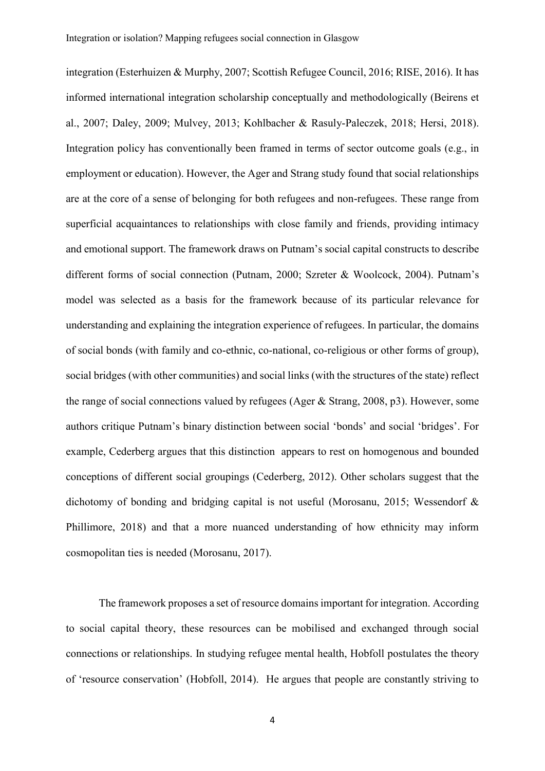integration (Esterhuizen & Murphy, 2007; Scottish Refugee Council, 2016; RISE, 2016). It has informed international integration scholarship conceptually and methodologically (Beirens et al., 2007; Daley, 2009; Mulvey, 2013; Kohlbacher & Rasuly-Paleczek, 2018; Hersi, 2018). Integration policy has conventionally been framed in terms of sector outcome goals (e.g., in employment or education). However, the Ager and Strang study found that social relationships are at the core of a sense of belonging for both refugees and non-refugees. These range from superficial acquaintances to relationships with close family and friends, providing intimacy and emotional support. The framework draws on Putnam's social capital constructs to describe different forms of social connection (Putnam, 2000; Szreter & Woolcock, 2004). Putnam's model was selected as a basis for the framework because of its particular relevance for understanding and explaining the integration experience of refugees. In particular, the domains of social bonds (with family and co-ethnic, co-national, co-religious or other forms of group), social bridges (with other communities) and social links (with the structures of the state) reflect the range of social connections valued by refugees (Ager & Strang, 2008, p3). However, some authors critique Putnam's binary distinction between social 'bonds' and social 'bridges'. For example, Cederberg argues that this distinction appears to rest on homogenous and bounded conceptions of different social groupings (Cederberg, 2012). Other scholars suggest that the dichotomy of bonding and bridging capital is not useful (Morosanu, 2015; Wessendorf & Phillimore, 2018) and that a more nuanced understanding of how ethnicity may inform cosmopolitan ties is needed (Morosanu, 2017).

The framework proposes a set of resource domains important for integration. According to social capital theory, these resources can be mobilised and exchanged through social connections or relationships. In studying refugee mental health, Hobfoll postulates the theory of 'resource conservation' (Hobfoll, 2014). He argues that people are constantly striving to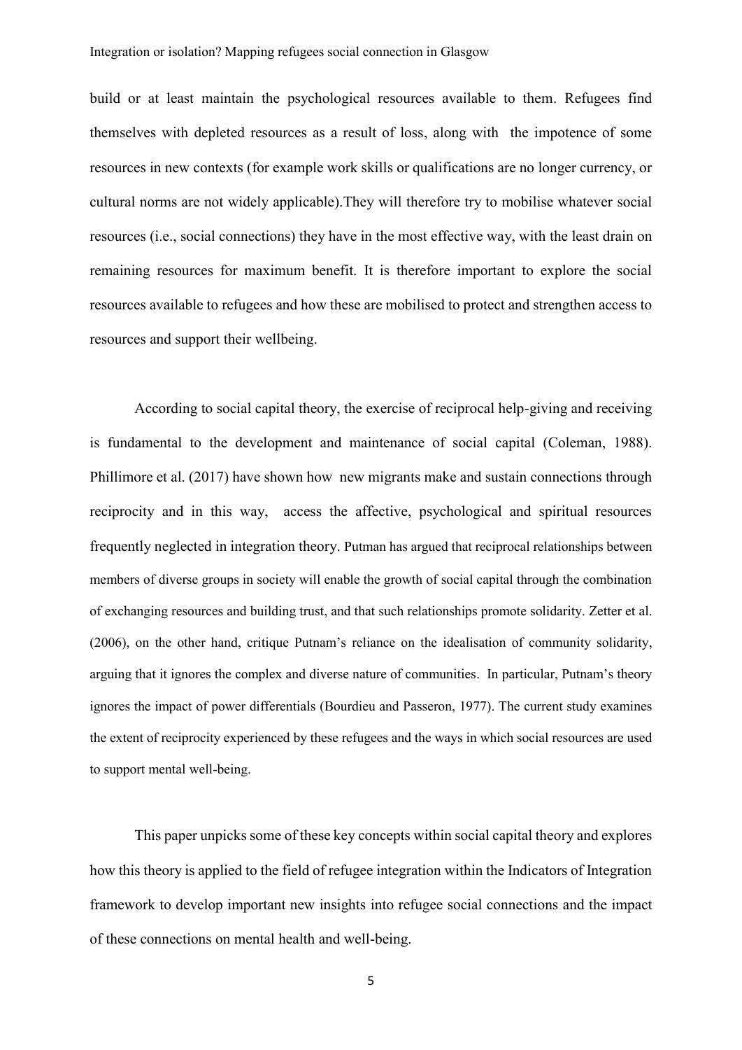build or at least maintain the psychological resources available to them. Refugees find themselves with depleted resources as a result of loss, along with the impotence of some resources in new contexts (for example work skills or qualifications are no longer currency, or cultural norms are not widely applicable).They will therefore try to mobilise whatever social resources (i.e., social connections) they have in the most effective way, with the least drain on remaining resources for maximum benefit. It is therefore important to explore the social resources available to refugees and how these are mobilised to protect and strengthen access to resources and support their wellbeing.

According to social capital theory, the exercise of reciprocal help-giving and receiving is fundamental to the development and maintenance of social capital (Coleman, 1988). Phillimore et al. (2017) have shown how new migrants make and sustain connections through reciprocity and in this way, access the affective, psychological and spiritual resources frequently neglected in integration theory. Putman has argued that reciprocal relationships between members of diverse groups in society will enable the growth of social capital through the combination of exchanging resources and building trust, and that such relationships promote solidarity. Zetter et al. (2006), on the other hand, critique Putnam's reliance on the idealisation of community solidarity, arguing that it ignores the complex and diverse nature of communities. In particular, Putnam's theory ignores the impact of power differentials (Bourdieu and Passeron, 1977). The current study examines the extent of reciprocity experienced by these refugees and the ways in which social resources are used to support mental well-being.

This paper unpicks some of these key concepts within social capital theory and explores how this theory is applied to the field of refugee integration within the Indicators of Integration framework to develop important new insights into refugee social connections and the impact of these connections on mental health and well-being.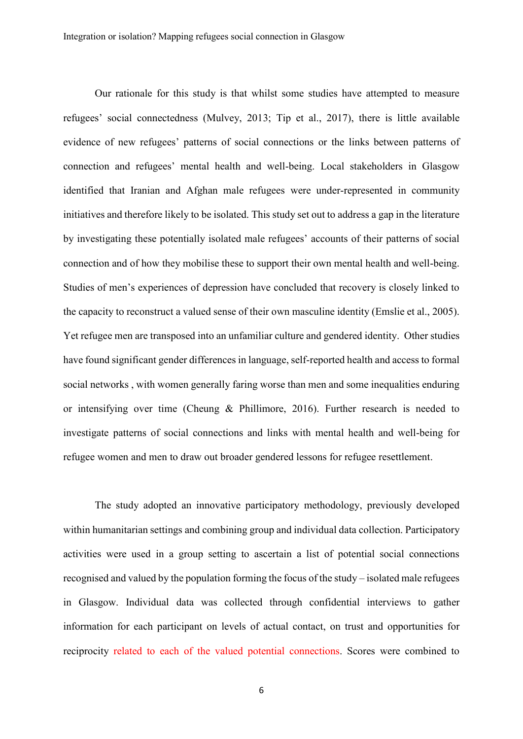Our rationale for this study is that whilst some studies have attempted to measure refugees' social connectedness (Mulvey, 2013; Tip et al., 2017), there is little available evidence of new refugees' patterns of social connections or the links between patterns of connection and refugees' mental health and well-being. Local stakeholders in Glasgow identified that Iranian and Afghan male refugees were under-represented in community initiatives and therefore likely to be isolated. This study set out to address a gap in the literature by investigating these potentially isolated male refugees' accounts of their patterns of social connection and of how they mobilise these to support their own mental health and well-being. Studies of men's experiences of depression have concluded that recovery is closely linked to the capacity to reconstruct a valued sense of their own masculine identity (Emslie et al., 2005). Yet refugee men are transposed into an unfamiliar culture and gendered identity. Other studies have found significant gender differences in language, self-reported health and access to formal social networks , with women generally faring worse than men and some inequalities enduring or intensifying over time (Cheung & Phillimore, 2016). Further research is needed to investigate patterns of social connections and links with mental health and well-being for refugee women and men to draw out broader gendered lessons for refugee resettlement.

The study adopted an innovative participatory methodology, previously developed within humanitarian settings and combining group and individual data collection. Participatory activities were used in a group setting to ascertain a list of potential social connections recognised and valued by the population forming the focus of the study – isolated male refugees in Glasgow. Individual data was collected through confidential interviews to gather information for each participant on levels of actual contact, on trust and opportunities for reciprocity related to each of the valued potential connections. Scores were combined to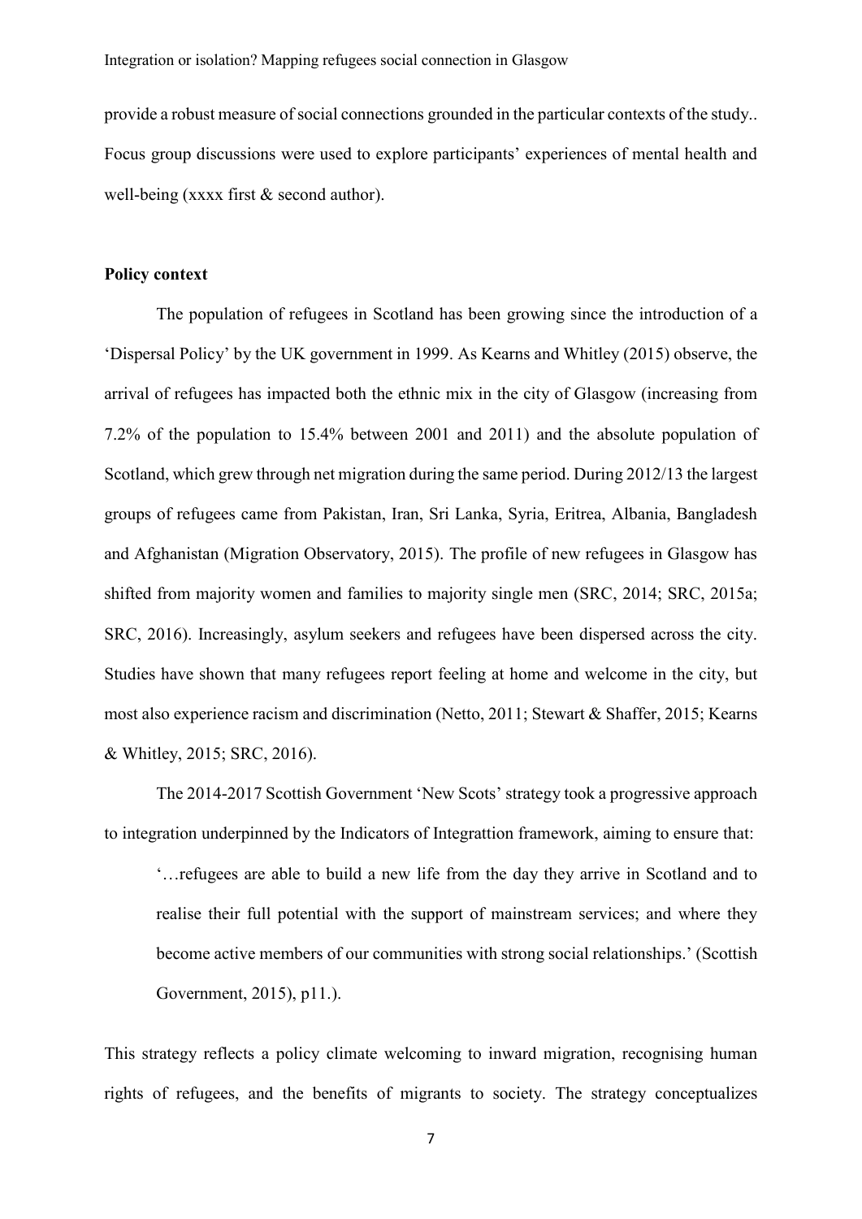provide a robust measure of social connections grounded in the particular contexts of the study.. Focus group discussions were used to explore participants' experiences of mental health and well-being (xxxx first & second author).

**Policy context**

The population of refugees in Scotland has been growing since the introduction of a 'Dispersal Policy' by the UK government in 1999. As Kearns and Whitley (2015) observe, the arrival of refugees has impacted both the ethnic mix in the city of Glasgow (increasing from 7.2% of the population to 15.4% between 2001 and 2011) and the absolute population of Scotland, which grew through net migration during the same period. During 2012/13 the largest groups of refugees came from Pakistan, Iran, Sri Lanka, Syria, Eritrea, Albania, Bangladesh and Afghanistan (Migration Observatory, 2015). The profile of new refugees in Glasgow has shifted from majority women and families to majority single men (SRC, 2014; SRC, 2015a; SRC, 2016). Increasingly, asylum seekers and refugees have been dispersed across the city. Studies have shown that many refugees report feeling at home and welcome in the city, but most also experience racism and discrimination (Netto, 2011; Stewart & Shaffer, 2015; Kearns & Whitley, 2015; SRC, 2016).

The 2014-2017 Scottish Government 'New Scots' strategy took a progressive approach to integration underpinned by the Indicators of Integrattion framework, aiming to ensure that:

> '…refugees are able to build a new life from the day they arrive in Scotland and to realise their full potential with the support of mainstream services; and where they become active members of our communities with strong social relationships.' (Scottish Government, 2015), p11.).

This strategy reflects a policy climate welcoming to inward migration, recognising human rights of refugees, and the benefits of migrants to society. The strategy conceptualizes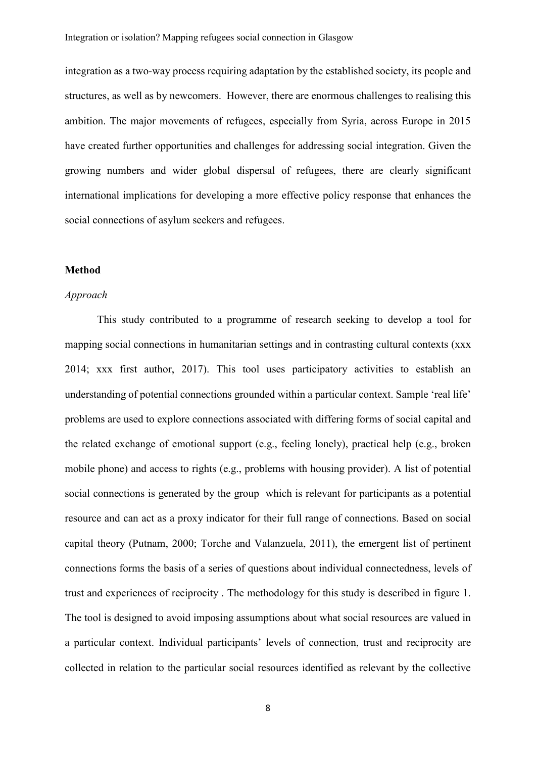integration as a two-way process requiring adaptation by the established society, its people and structures, as well as by newcomers. However, there are enormous challenges to realising this ambition. The major movements of refugees, especially from Syria, across Europe in 2015 have created further opportunities and challenges for addressing social integration. Given the growing numbers and wider global dispersal of refugees, there are clearly significant international implications for developing a more effective policy response that enhances the social connections of asylum seekers and refugees.

## Method

### *Approach*

This study contributed to a programme of research seeking to develop a tool for mapping social connections in humanitarian settings and in contrasting cultural contexts (xxx 2014; xxx first author, 2017). This tool uses participatory activities to establish an understanding of potential connections grounded within a particular context. Sample 'real life' problems are used to explore connections associated with differing forms of social capital and the related exchange of emotional support (e.g., feeling lonely), practical help (e.g., broken mobile phone) and access to rights (e.g., problems with housing provider). A list of potential social connections is generated by the group which is relevant for participants as a potential resource and can act as a proxy indicator for their full range of connections. Based on social capital theory (Putnam, 2000; Torche and Valanzuela, 2011), the emergent list of pertinent connections forms the basis of a series of questions about individual connectedness, levels of trust and experiences of reciprocity . The methodology for this study is described in figure 1. The tool is designed to avoid imposing assumptions about what social resources are valued in a particular context. Individual participants' levels of connection, trust and reciprocity are collected in relation to the particular social resources identified as relevant by the collective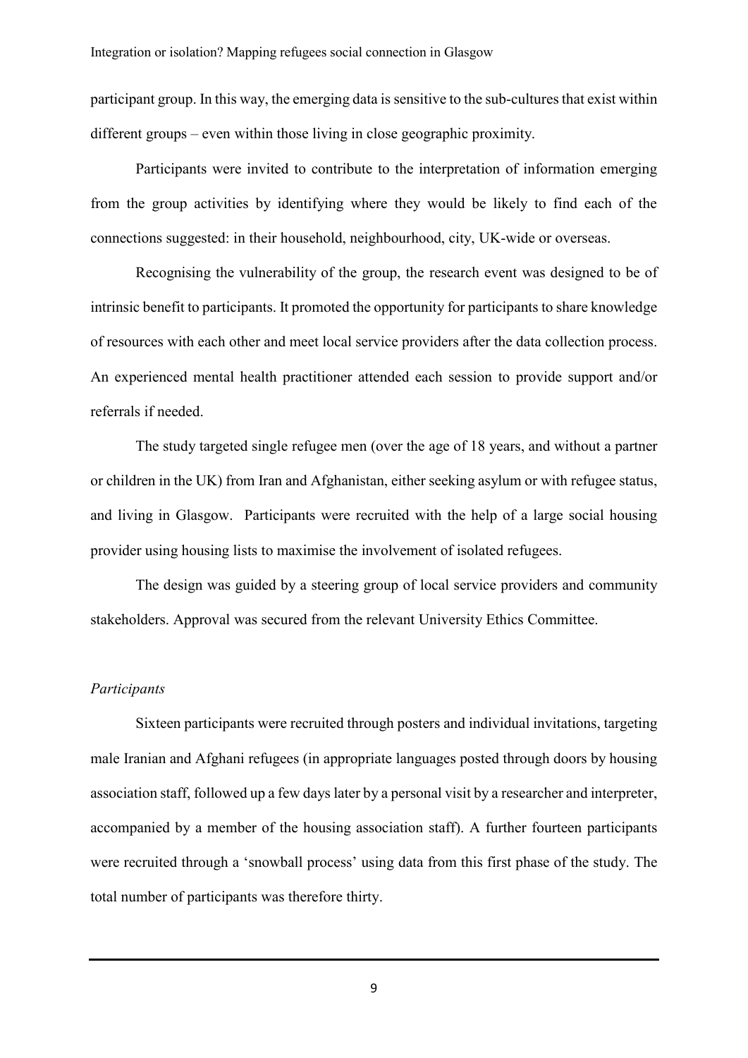participant group. In this way, the emerging data is sensitive to the sub-cultures that exist within different groups – even within those living in close geographic proximity.

Participants were invited to contribute to the interpretation of information emerging from the group activities by identifying where they would be likely to find each of the connections suggested: in their household, neighbourhood, city, UK-wide or overseas.

Recognising the vulnerability of the group, the research event was designed to be of intrinsic benefit to participants. It promoted the opportunity for participants to share knowledge of resources with each other and meet local service providers after the data collection process. An experienced mental health practitioner attended each session to provide support and/or referrals if needed.

The study targeted single refugee men (over the age of 18 years, and without a partner or children in the UK) from Iran and Afghanistan, either seeking asylum or with refugee status, and living in Glasgow. Participants were recruited with the help of a large social housing provider using housing lists to maximise the involvement of isolated refugees.

The design was guided by a steering group of local service providers and community stakeholders. Approval was secured from the relevant University Ethics Committee.

*Participants*

Sixteen participants were recruited through posters and individual invitations, targeting male Iranian and Afghani refugees (in appropriate languages posted through doors by housing association staff, followed up a few days later by a personal visit by a researcher and interpreter, accompanied by a member of the housing association staff). A further fourteen participants were recruited through a 'snowball process' using data from this first phase of the study. The total number of participants was therefore thirty.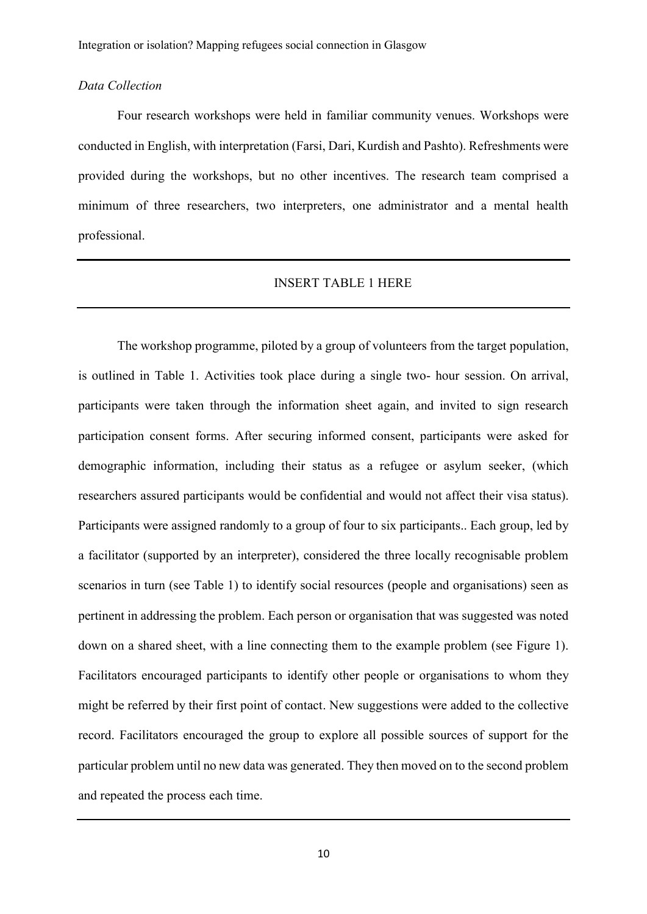*Data Collection*

Four research workshops were held in familiar community venues. Workshops were conducted in English, with interpretation (Farsi, Dari, Kurdish and Pashto). Refreshments were provided during the workshops, but no other incentives. The research team comprised a minimum of three researchers, two interpreters, one administrator and a mental health professional.

---

INSERT TABLE 1 HERE

---

The workshop programme, piloted by a group of volunteers from the target population, is outlined in Table 1. Activities took place during a single two- hour session. On arrival, participants were taken through the information sheet again, and invited to sign research participation consent forms. After securing informed consent, participants were asked for demographic information, including their status as a refugee or asylum seeker, (which researchers assured participants would be confidential and would not affect their visa status). Participants were assigned randomly to a group of four to six participants.. Each group, led by a facilitator (supported by an interpreter), considered the three locally recognisable problem scenarios in turn (see Table 1) to identify social resources (people and organisations) seen as pertinent in addressing the problem. Each person or organisation that was suggested was noted down on a shared sheet, with a line connecting them to the example problem (see Figure 1). Facilitators encouraged participants to identify other people or organisations to whom they might be referred by their first point of contact. New suggestions were added to the collective record. Facilitators encouraged the group to explore all possible sources of support for the particular problem until no new data was generated. They then moved on to the second problem and repeated the process each time.

---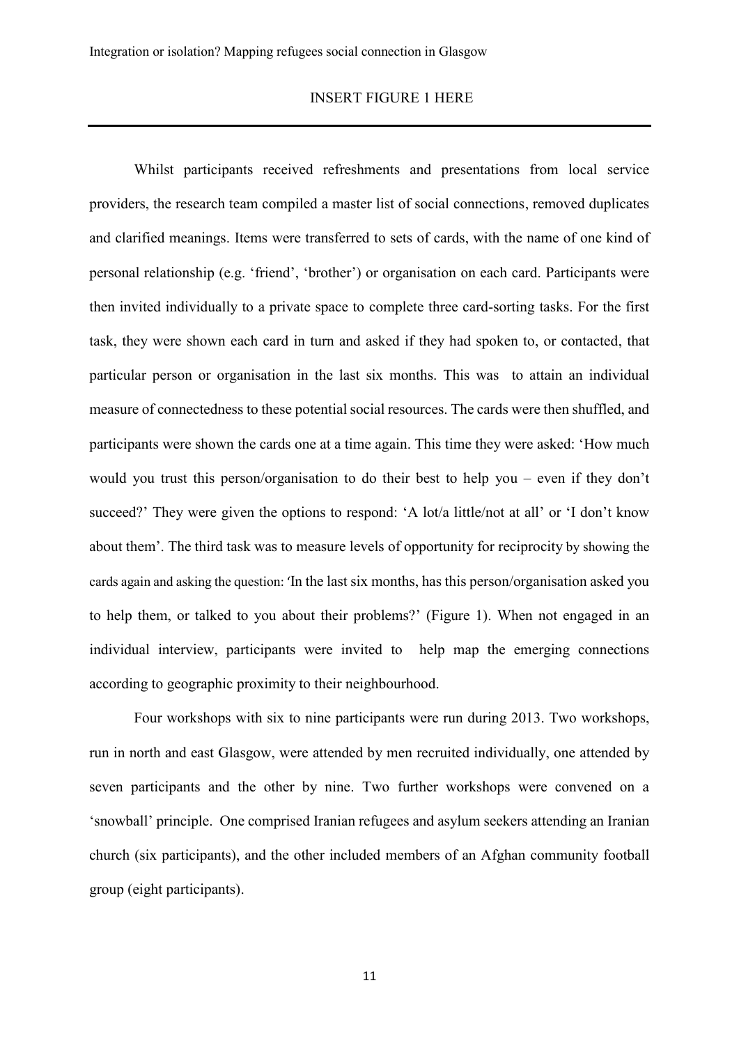INSERT FIGURE 1 HERE

---

Whilst participants received refreshments and presentations from local service providers, the research team compiled a master list of social connections, removed duplicates and clarified meanings. Items were transferred to sets of cards, with the name of one kind of personal relationship (e.g. 'friend', 'brother') or organisation on each card. Participants were then invited individually to a private space to complete three card-sorting tasks. For the first task, they were shown each card in turn and asked if they had spoken to, or contacted, that particular person or organisation in the last six months. This was to attain an individual measure of connectedness to these potential social resources. The cards were then shuffled, and participants were shown the cards one at a time again. This time they were asked: 'How much would you trust this person/organisation to do their best to help you – even if they don't succeed?' They were given the options to respond: 'A lot/a little/not at all' or 'I don't know about them'. The third task was to measure levels of opportunity for reciprocity by showing the cards again and asking the question: 'In the last six months, has this person/organisation asked you to help them, or talked to you about their problems?' (Figure 1). When not engaged in an individual interview, participants were invited to help map the emerging connections according to geographic proximity to their neighbourhood.

Four workshops with six to nine participants were run during 2013. Two workshops, run in north and east Glasgow, were attended by men recruited individually, one attended by seven participants and the other by nine. Two further workshops were convened on a 'snowball' principle. One comprised Iranian refugees and asylum seekers attending an Iranian church (six participants), and the other included members of an Afghan community football group (eight participants).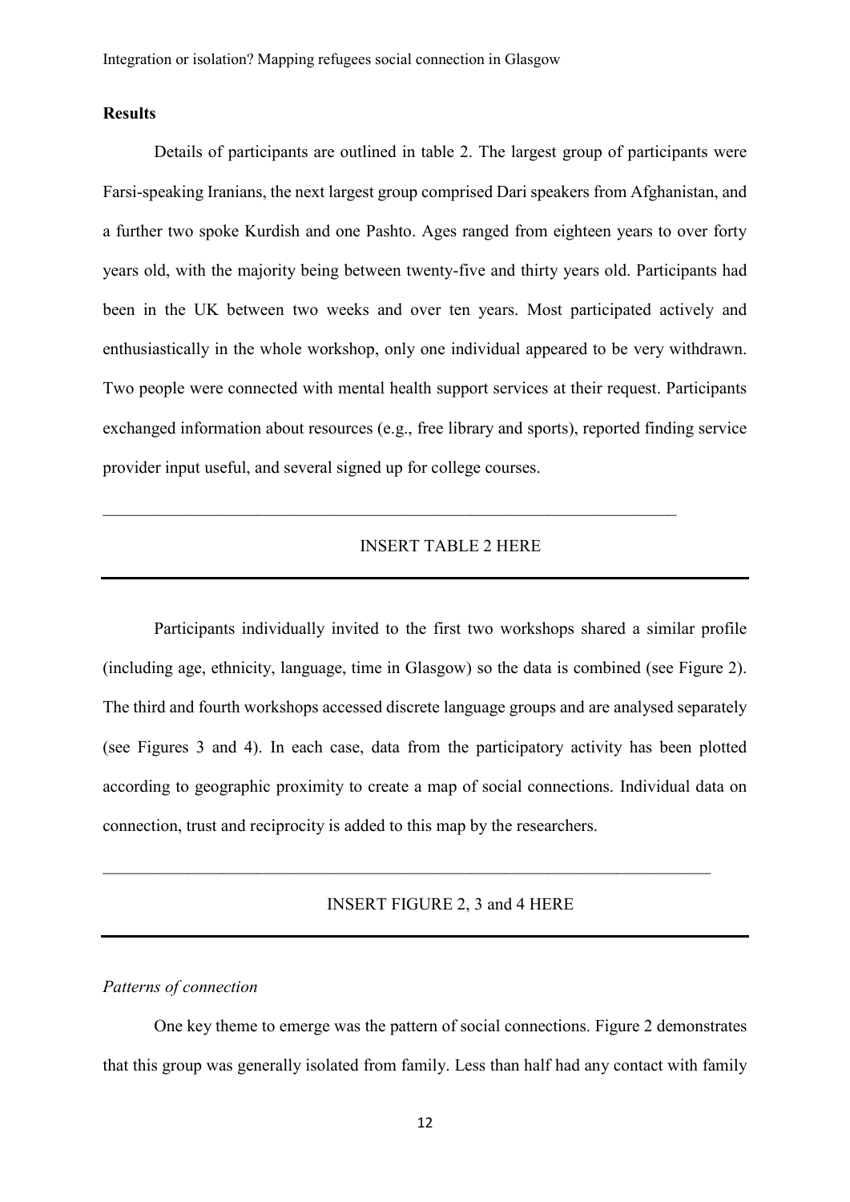## Results

Details of participants are outlined in table 2. The largest group of participants were Farsi-speaking Iranians, the next largest group comprised Dari speakers from Afghanistan, and a further two spoke Kurdish and one Pashto. Ages ranged from eighteen years to over forty years old, with the majority being between twenty-five and thirty years old. Participants had been in the UK between two weeks and over ten years. Most participated actively and enthusiastically in the whole workshop, only one individual appeared to be very withdrawn. Two people were connected with mental health support services at their request. Participants exchanged information about resources (e.g., free library and sports), reported finding service provider input useful, and several signed up for college courses.

---

INSERT TABLE 2 HERE

---

Participants individually invited to the first two workshops shared a similar profile (including age, ethnicity, language, time in Glasgow) so the data is combined (see Figure 2). The third and fourth workshops accessed discrete language groups and are analysed separately (see Figures 3 and 4). In each case, data from the participatory activity has been plotted according to geographic proximity to create a map of social connections. Individual data on connection, trust and reciprocity is added to this map by the researchers.

---

INSERT FIGURE 2, 3 and 4 HERE

---

### *Patterns of connection*

One key theme to emerge was the pattern of social connections. Figure 2 demonstrates that this group was generally isolated from family. Less than half had any contact with family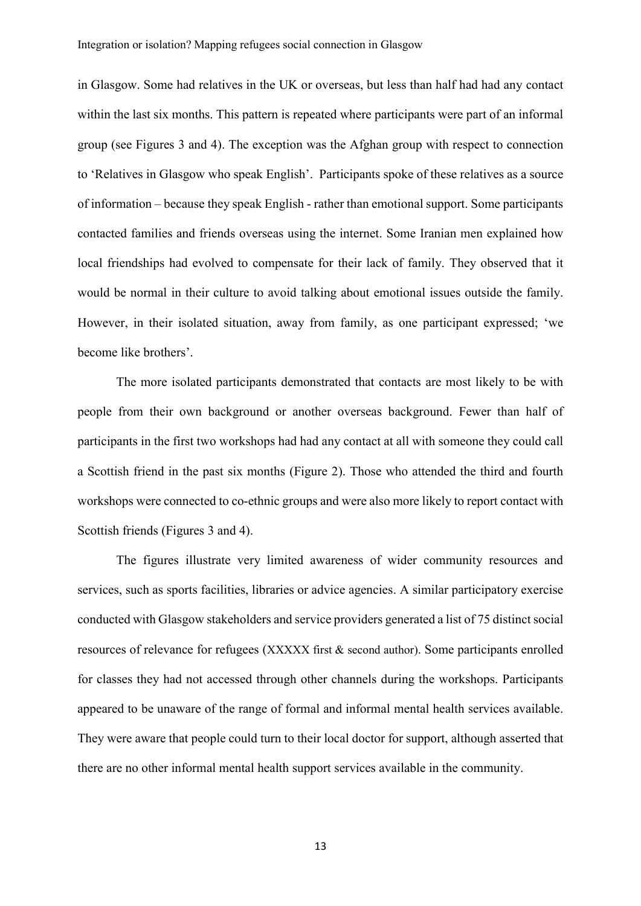in Glasgow. Some had relatives in the UK or overseas, but less than half had had any contact within the last six months. This pattern is repeated where participants were part of an informal group (see Figures 3 and 4). The exception was the Afghan group with respect to connection to 'Relatives in Glasgow who speak English'. Participants spoke of these relatives as a source of information – because they speak English - rather than emotional support. Some participants contacted families and friends overseas using the internet. Some Iranian men explained how local friendships had evolved to compensate for their lack of family. They observed that it would be normal in their culture to avoid talking about emotional issues outside the family. However, in their isolated situation, away from family, as one participant expressed; 'we become like brothers'.

The more isolated participants demonstrated that contacts are most likely to be with people from their own background or another overseas background. Fewer than half of participants in the first two workshops had had any contact at all with someone they could call a Scottish friend in the past six months (Figure 2). Those who attended the third and fourth workshops were connected to co-ethnic groups and were also more likely to report contact with Scottish friends (Figures 3 and 4).

The figures illustrate very limited awareness of wider community resources and services, such as sports facilities, libraries or advice agencies. A similar participatory exercise conducted with Glasgow stakeholders and service providers generated a list of 75 distinct social resources of relevance for refugees (XXXXX first & second author). Some participants enrolled for classes they had not accessed through other channels during the workshops. Participants appeared to be unaware of the range of formal and informal mental health services available. They were aware that people could turn to their local doctor for support, although asserted that there are no other informal mental health support services available in the community.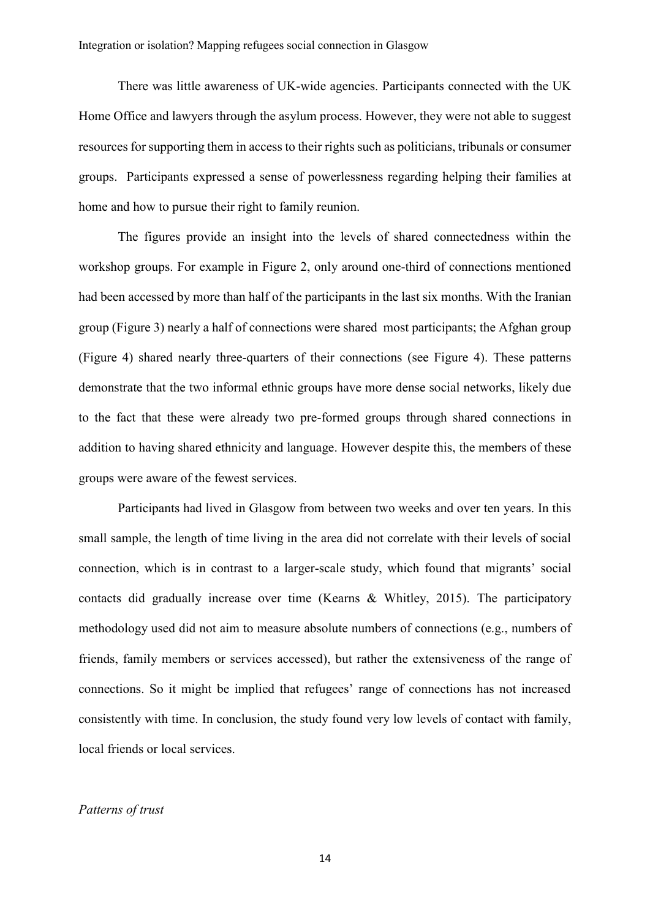There was little awareness of UK-wide agencies. Participants connected with the UK Home Office and lawyers through the asylum process. However, they were not able to suggest resources for supporting them in access to their rights such as politicians, tribunals or consumer groups. Participants expressed a sense of powerlessness regarding helping their families at home and how to pursue their right to family reunion.

The figures provide an insight into the levels of shared connectedness within the workshop groups. For example in Figure 2, only around one-third of connections mentioned had been accessed by more than half of the participants in the last six months. With the Iranian group (Figure 3) nearly a half of connections were shared most participants; the Afghan group (Figure 4) shared nearly three-quarters of their connections (see Figure 4). These patterns demonstrate that the two informal ethnic groups have more dense social networks, likely due to the fact that these were already two pre-formed groups through shared connections in addition to having shared ethnicity and language. However despite this, the members of these groups were aware of the fewest services.

Participants had lived in Glasgow from between two weeks and over ten years. In this small sample, the length of time living in the area did not correlate with their levels of social connection, which is in contrast to a larger-scale study, which found that migrants' social contacts did gradually increase over time (Kearns & Whitley, 2015). The participatory methodology used did not aim to measure absolute numbers of connections (e.g., numbers of friends, family members or services accessed), but rather the extensiveness of the range of connections. So it might be implied that refugees' range of connections has not increased consistently with time. In conclusion, the study found very low levels of contact with family, local friends or local services.

*Patterns of trust*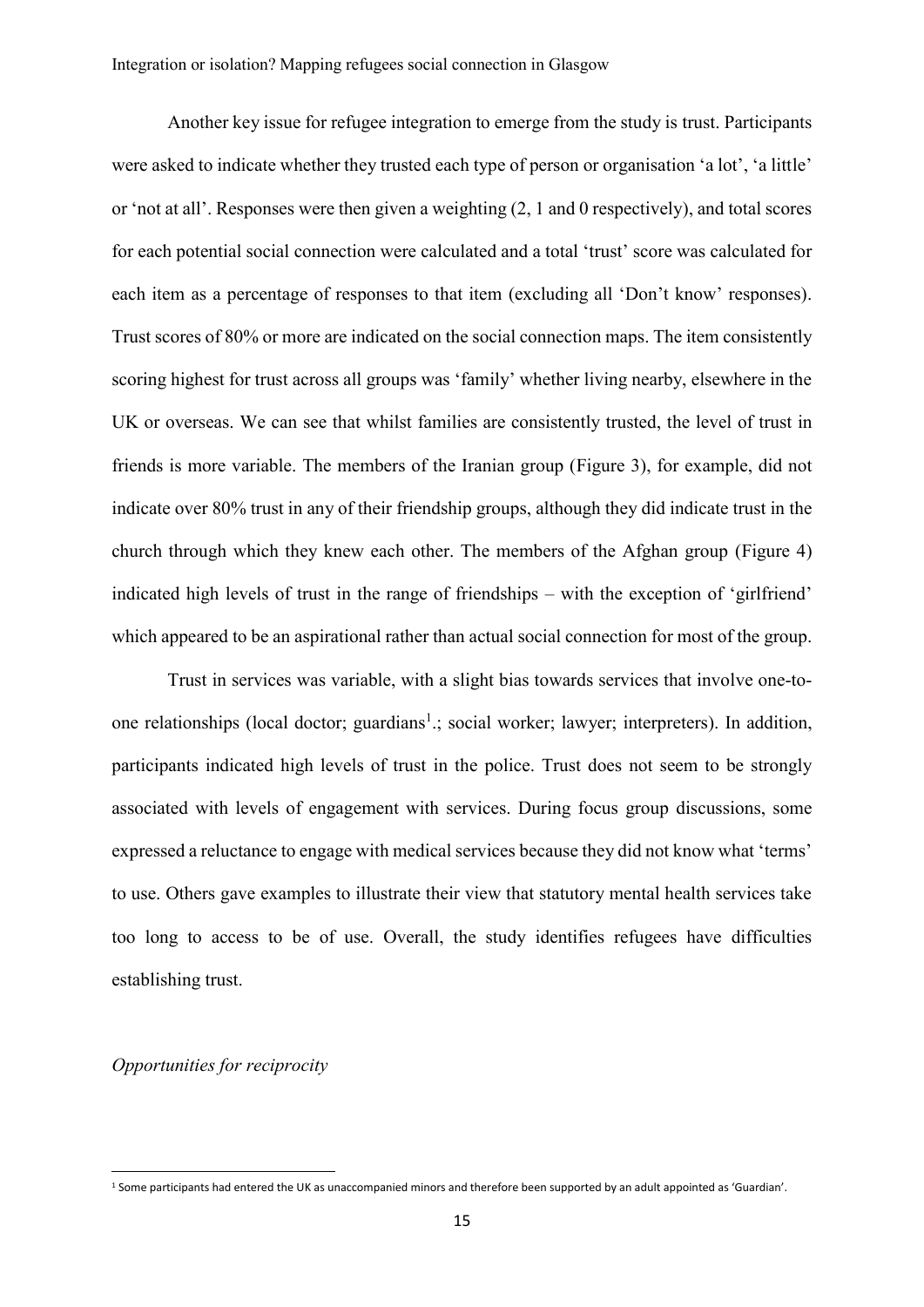Another key issue for refugee integration to emerge from the study is trust. Participants were asked to indicate whether they trusted each type of person or organisation 'a lot', 'a little' or 'not at all'. Responses were then given a weighting (2, 1 and 0 respectively), and total scores for each potential social connection were calculated and a total 'trust' score was calculated for each item as a percentage of responses to that item (excluding all 'Don't know' responses). Trust scores of 80% or more are indicated on the social connection maps. The item consistently scoring highest for trust across all groups was 'family' whether living nearby, elsewhere in the UK or overseas. We can see that whilst families are consistently trusted, the level of trust in friends is more variable. The members of the Iranian group (Figure 3), for example, did not indicate over 80% trust in any of their friendship groups, although they did indicate trust in the church through which they knew each other. The members of the Afghan group (Figure 4) indicated high levels of trust in the range of friendships – with the exception of 'girlfriend' which appeared to be an aspirational rather than actual social connection for most of the group.

Trust in services was variable, with a slight bias towards services that involve one-to-one relationships (local doctor; guardians[1].; social worker; lawyer; interpreters). In addition, participants indicated high levels of trust in the police. Trust does not seem to be strongly associated with levels of engagement with services. During focus group discussions, some expressed a reluctance to engage with medical services because they did not know what 'terms' to use. Others gave examples to illustrate their view that statutory mental health services take too long to access to be of use. Overall, the study identifies refugees have difficulties establishing trust.

*Opportunities for reciprocity*

[1] Some participants had entered the UK as unaccompanied minors and therefore been supported by an adult appointed as 'Guardian'.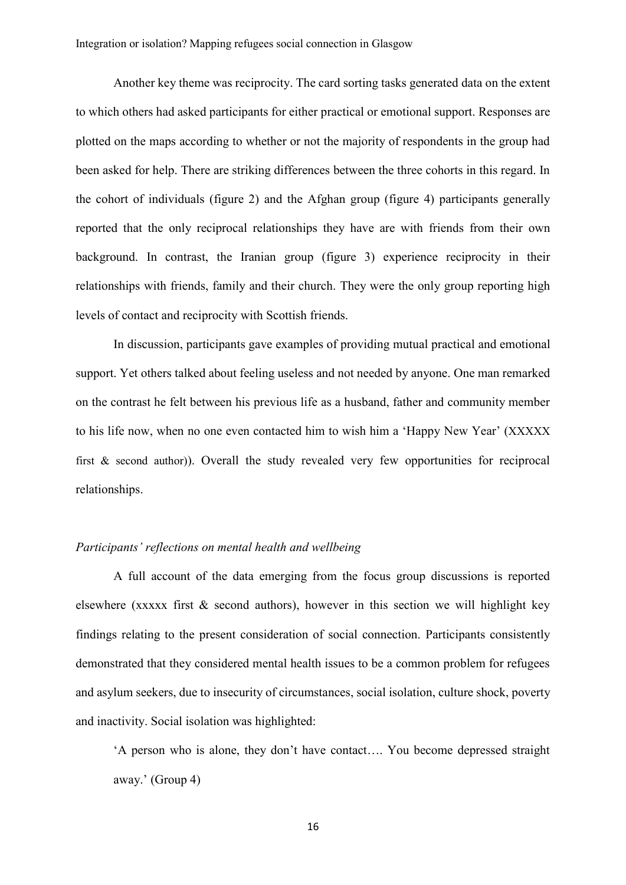Another key theme was reciprocity. The card sorting tasks generated data on the extent to which others had asked participants for either practical or emotional support. Responses are plotted on the maps according to whether or not the majority of respondents in the group had been asked for help. There are striking differences between the three cohorts in this regard. In the cohort of individuals (figure 2) and the Afghan group (figure 4) participants generally reported that the only reciprocal relationships they have are with friends from their own background. In contrast, the Iranian group (figure 3) experience reciprocity in their relationships with friends, family and their church. They were the only group reporting high levels of contact and reciprocity with Scottish friends.

In discussion, participants gave examples of providing mutual practical and emotional support. Yet others talked about feeling useless and not needed by anyone. One man remarked on the contrast he felt between his previous life as a husband, father and community member to his life now, when no one even contacted him to wish him a 'Happy New Year' (XXXXX first & second author)). Overall the study revealed very few opportunities for reciprocal relationships.

*Participants' reflections on mental health and wellbeing*

A full account of the data emerging from the focus group discussions is reported elsewhere (xxxxx first & second authors), however in this section we will highlight key findings relating to the present consideration of social connection. Participants consistently demonstrated that they considered mental health issues to be a common problem for refugees and asylum seekers, due to insecurity of circumstances, social isolation, culture shock, poverty and inactivity. Social isolation was highlighted:

> 'A person who is alone, they don't have contact…. You become depressed straight away.' (Group 4)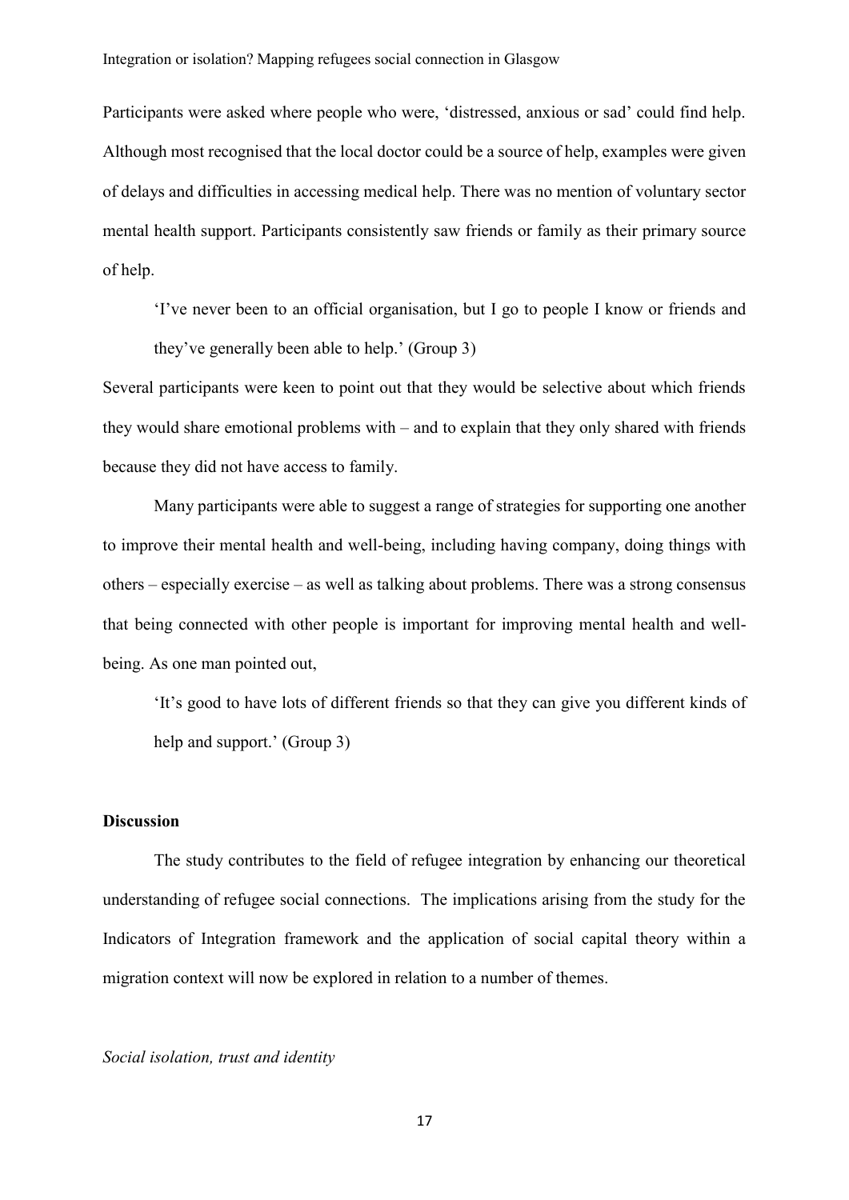Participants were asked where people who were, 'distressed, anxious or sad' could find help. Although most recognised that the local doctor could be a source of help, examples were given of delays and difficulties in accessing medical help. There was no mention of voluntary sector mental health support. Participants consistently saw friends or family as their primary source of help.

> 'I've never been to an official organisation, but I go to people I know or friends and they've generally been able to help.' (Group 3)

Several participants were keen to point out that they would be selective about which friends they would share emotional problems with – and to explain that they only shared with friends because they did not have access to family.

Many participants were able to suggest a range of strategies for supporting one another to improve their mental health and well-being, including having company, doing things with others – especially exercise – as well as talking about problems. There was a strong consensus that being connected with other people is important for improving mental health and well-being. As one man pointed out,

> 'It's good to have lots of different friends so that they can give you different kinds of help and support.' (Group 3)

## Discussion

The study contributes to the field of refugee integration by enhancing our theoretical understanding of refugee social connections. The implications arising from the study for the Indicators of Integration framework and the application of social capital theory within a migration context will now be explored in relation to a number of themes.

### *Social isolation, trust and identity*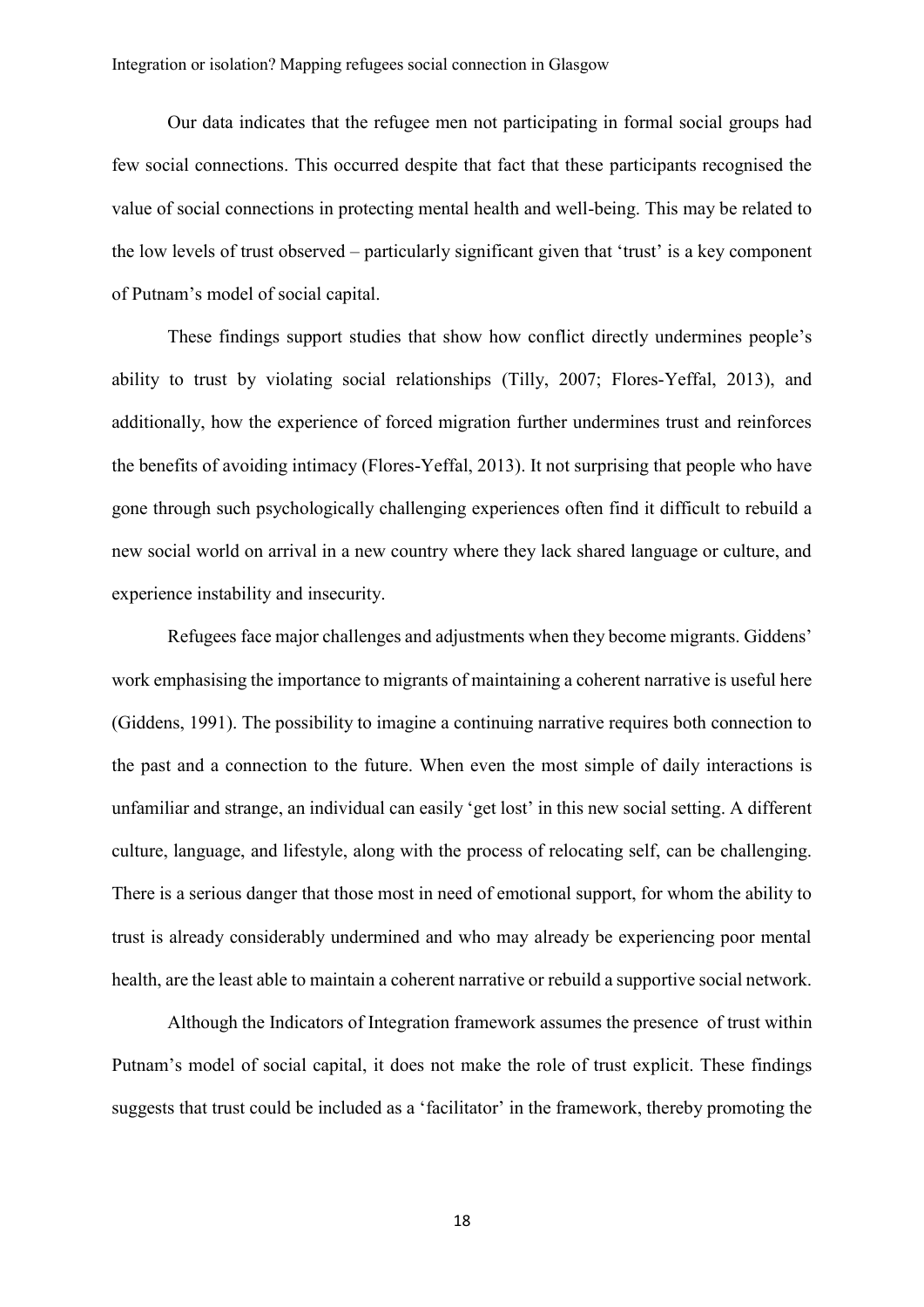Our data indicates that the refugee men not participating in formal social groups had few social connections. This occurred despite that fact that these participants recognised the value of social connections in protecting mental health and well-being. This may be related to the low levels of trust observed – particularly significant given that 'trust' is a key component of Putnam's model of social capital.

These findings support studies that show how conflict directly undermines people's ability to trust by violating social relationships (Tilly, 2007; Flores-Yeffal, 2013), and additionally, how the experience of forced migration further undermines trust and reinforces the benefits of avoiding intimacy (Flores-Yeffal, 2013). It not surprising that people who have gone through such psychologically challenging experiences often find it difficult to rebuild a new social world on arrival in a new country where they lack shared language or culture, and experience instability and insecurity.

Refugees face major challenges and adjustments when they become migrants. Giddens' work emphasising the importance to migrants of maintaining a coherent narrative is useful here (Giddens, 1991). The possibility to imagine a continuing narrative requires both connection to the past and a connection to the future. When even the most simple of daily interactions is unfamiliar and strange, an individual can easily 'get lost' in this new social setting. A different culture, language, and lifestyle, along with the process of relocating self, can be challenging. There is a serious danger that those most in need of emotional support, for whom the ability to trust is already considerably undermined and who may already be experiencing poor mental health, are the least able to maintain a coherent narrative or rebuild a supportive social network.

Although the Indicators of Integration framework assumes the presence of trust within Putnam's model of social capital, it does not make the role of trust explicit. These findings suggests that trust could be included as a 'facilitator' in the framework, thereby promoting the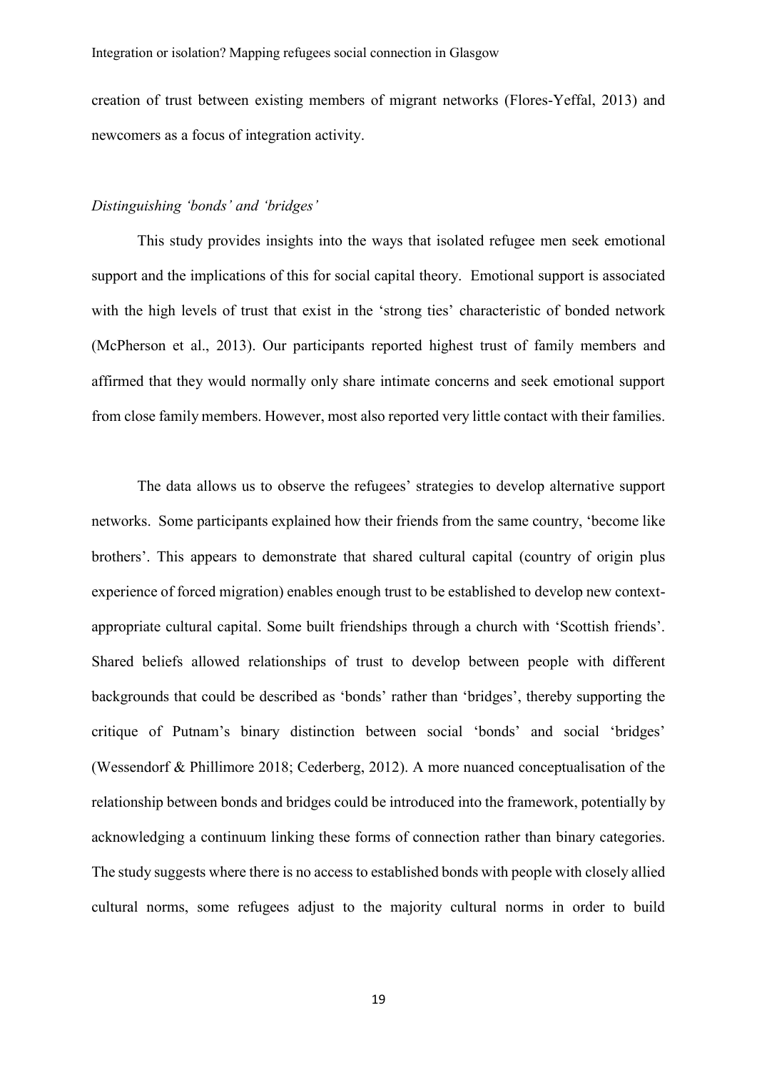creation of trust between existing members of migrant networks (Flores-Yeffal, 2013) and newcomers as a focus of integration activity.

*Distinguishing 'bonds' and 'bridges'*

This study provides insights into the ways that isolated refugee men seek emotional support and the implications of this for social capital theory. Emotional support is associated with the high levels of trust that exist in the 'strong ties' characteristic of bonded network (McPherson et al., 2013). Our participants reported highest trust of family members and affirmed that they would normally only share intimate concerns and seek emotional support from close family members. However, most also reported very little contact with their families.

The data allows us to observe the refugees' strategies to develop alternative support networks. Some participants explained how their friends from the same country, 'become like brothers'. This appears to demonstrate that shared cultural capital (country of origin plus experience of forced migration) enables enough trust to be established to develop new context-appropriate cultural capital. Some built friendships through a church with 'Scottish friends'. Shared beliefs allowed relationships of trust to develop between people with different backgrounds that could be described as 'bonds' rather than 'bridges', thereby supporting the critique of Putnam's binary distinction between social 'bonds' and social 'bridges' (Wessendorf & Phillimore 2018; Cederberg, 2012). A more nuanced conceptualisation of the relationship between bonds and bridges could be introduced into the framework, potentially by acknowledging a continuum linking these forms of connection rather than binary categories. The study suggests where there is no access to established bonds with people with closely allied cultural norms, some refugees adjust to the majority cultural norms in order to build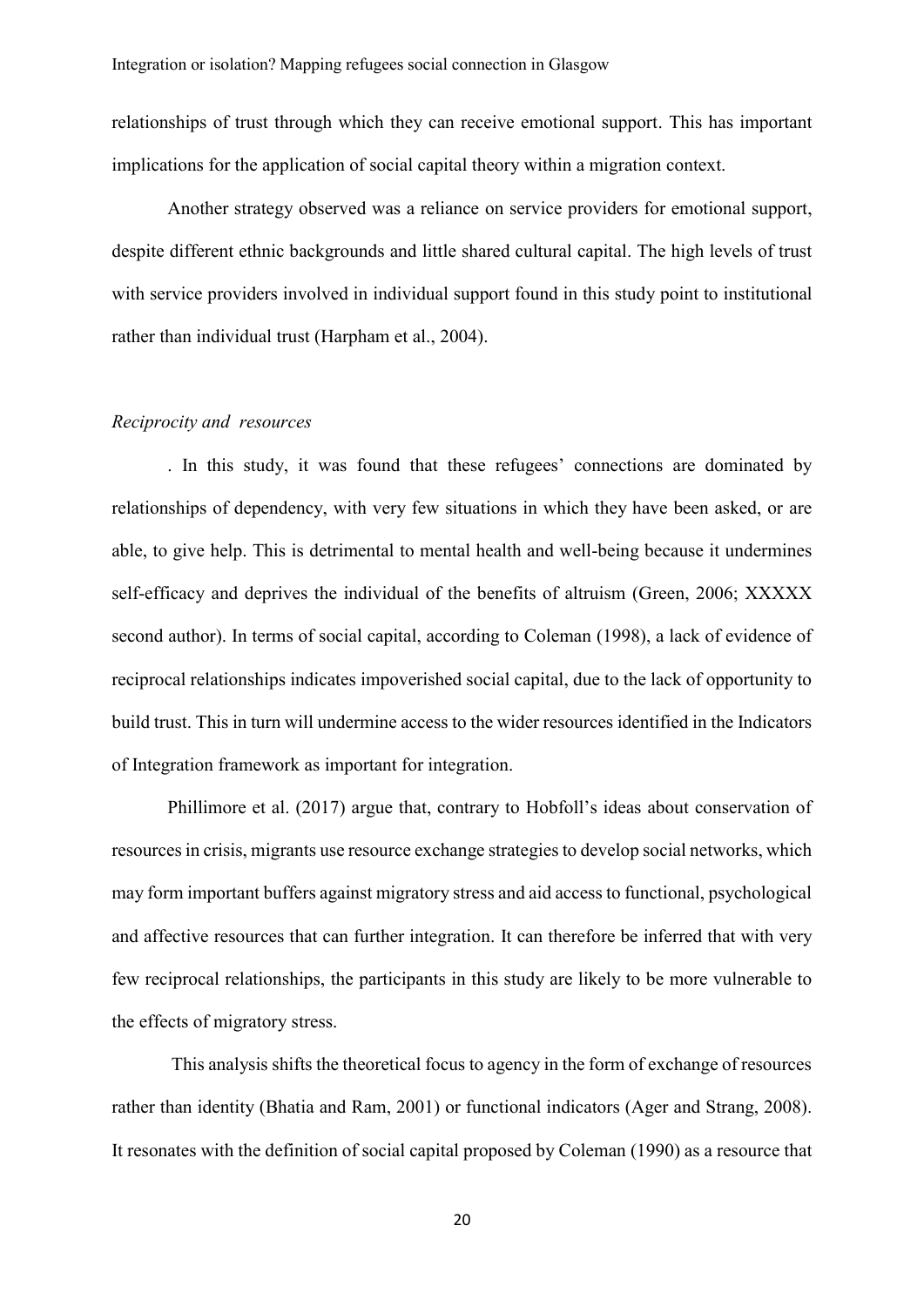relationships of trust through which they can receive emotional support. This has important implications for the application of social capital theory within a migration context.

Another strategy observed was a reliance on service providers for emotional support, despite different ethnic backgrounds and little shared cultural capital. The high levels of trust with service providers involved in individual support found in this study point to institutional rather than individual trust (Harpham et al., 2004).

### *Reciprocity and resources*

. In this study, it was found that these refugees' connections are dominated by relationships of dependency, with very few situations in which they have been asked, or are able, to give help. This is detrimental to mental health and well-being because it undermines self-efficacy and deprives the individual of the benefits of altruism (Green, 2006; XXXXX second author). In terms of social capital, according to Coleman (1998), a lack of evidence of reciprocal relationships indicates impoverished social capital, due to the lack of opportunity to build trust. This in turn will undermine access to the wider resources identified in the Indicators of Integration framework as important for integration.

Phillimore et al. (2017) argue that, contrary to Hobfoll's ideas about conservation of resources in crisis, migrants use resource exchange strategies to develop social networks, which may form important buffers against migratory stress and aid access to functional, psychological and affective resources that can further integration. It can therefore be inferred that with very few reciprocal relationships, the participants in this study are likely to be more vulnerable to the effects of migratory stress.

This analysis shifts the theoretical focus to agency in the form of exchange of resources rather than identity (Bhatia and Ram, 2001) or functional indicators (Ager and Strang, 2008). It resonates with the definition of social capital proposed by Coleman (1990) as a resource that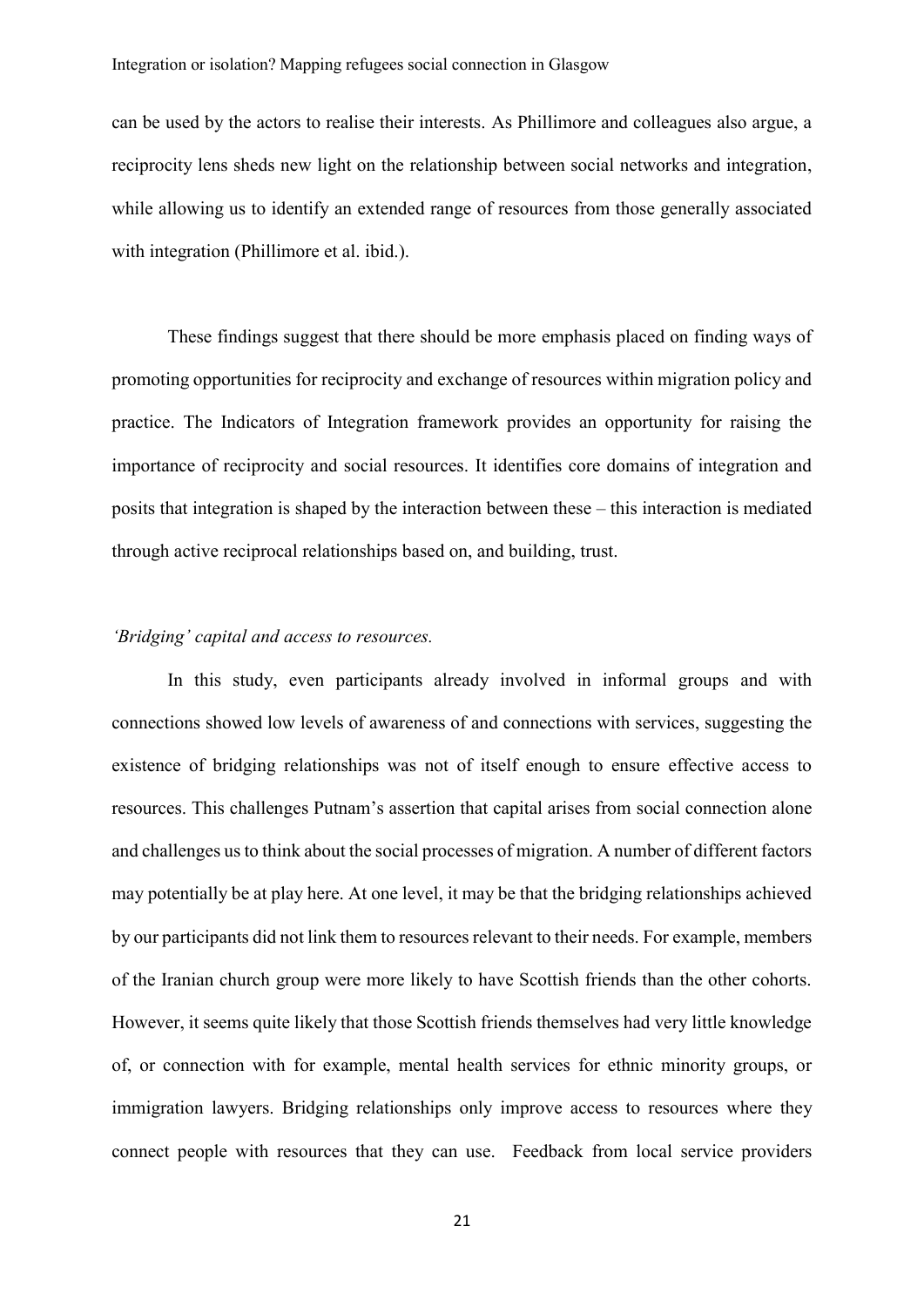can be used by the actors to realise their interests. As Phillimore and colleagues also argue, a reciprocity lens sheds new light on the relationship between social networks and integration, while allowing us to identify an extended range of resources from those generally associated with integration (Phillimore et al. ibid.).

These findings suggest that there should be more emphasis placed on finding ways of promoting opportunities for reciprocity and exchange of resources within migration policy and practice. The Indicators of Integration framework provides an opportunity for raising the importance of reciprocity and social resources. It identifies core domains of integration and posits that integration is shaped by the interaction between these – this interaction is mediated through active reciprocal relationships based on, and building, trust.

*'Bridging' capital and access to resources.*

In this study, even participants already involved in informal groups and with connections showed low levels of awareness of and connections with services, suggesting the existence of bridging relationships was not of itself enough to ensure effective access to resources. This challenges Putnam's assertion that capital arises from social connection alone and challenges us to think about the social processes of migration. A number of different factors may potentially be at play here. At one level, it may be that the bridging relationships achieved by our participants did not link them to resources relevant to their needs. For example, members of the Iranian church group were more likely to have Scottish friends than the other cohorts. However, it seems quite likely that those Scottish friends themselves had very little knowledge of, or connection with for example, mental health services for ethnic minority groups, or immigration lawyers. Bridging relationships only improve access to resources where they connect people with resources that they can use. Feedback from local service providers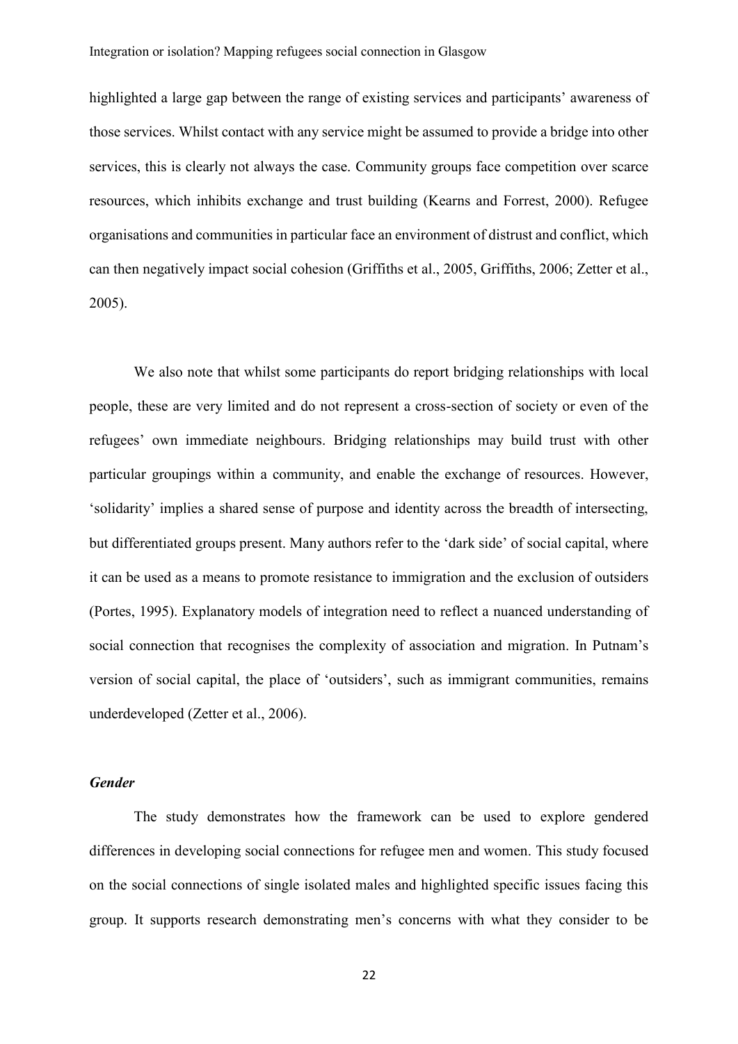highlighted a large gap between the range of existing services and participants' awareness of those services. Whilst contact with any service might be assumed to provide a bridge into other services, this is clearly not always the case. Community groups face competition over scarce resources, which inhibits exchange and trust building (Kearns and Forrest, 2000). Refugee organisations and communities in particular face an environment of distrust and conflict, which can then negatively impact social cohesion (Griffiths et al., 2005, Griffiths, 2006; Zetter et al., 2005).

We also note that whilst some participants do report bridging relationships with local people, these are very limited and do not represent a cross-section of society or even of the refugees' own immediate neighbours. Bridging relationships may build trust with other particular groupings within a community, and enable the exchange of resources. However, 'solidarity' implies a shared sense of purpose and identity across the breadth of intersecting, but differentiated groups present. Many authors refer to the 'dark side' of social capital, where it can be used as a means to promote resistance to immigration and the exclusion of outsiders (Portes, 1995). Explanatory models of integration need to reflect a nuanced understanding of social connection that recognises the complexity of association and migration. In Putnam's version of social capital, the place of 'outsiders', such as immigrant communities, remains underdeveloped (Zetter et al., 2006).

***Gender***

The study demonstrates how the framework can be used to explore gendered differences in developing social connections for refugee men and women. This study focused on the social connections of single isolated males and highlighted specific issues facing this group. It supports research demonstrating men's concerns with what they consider to be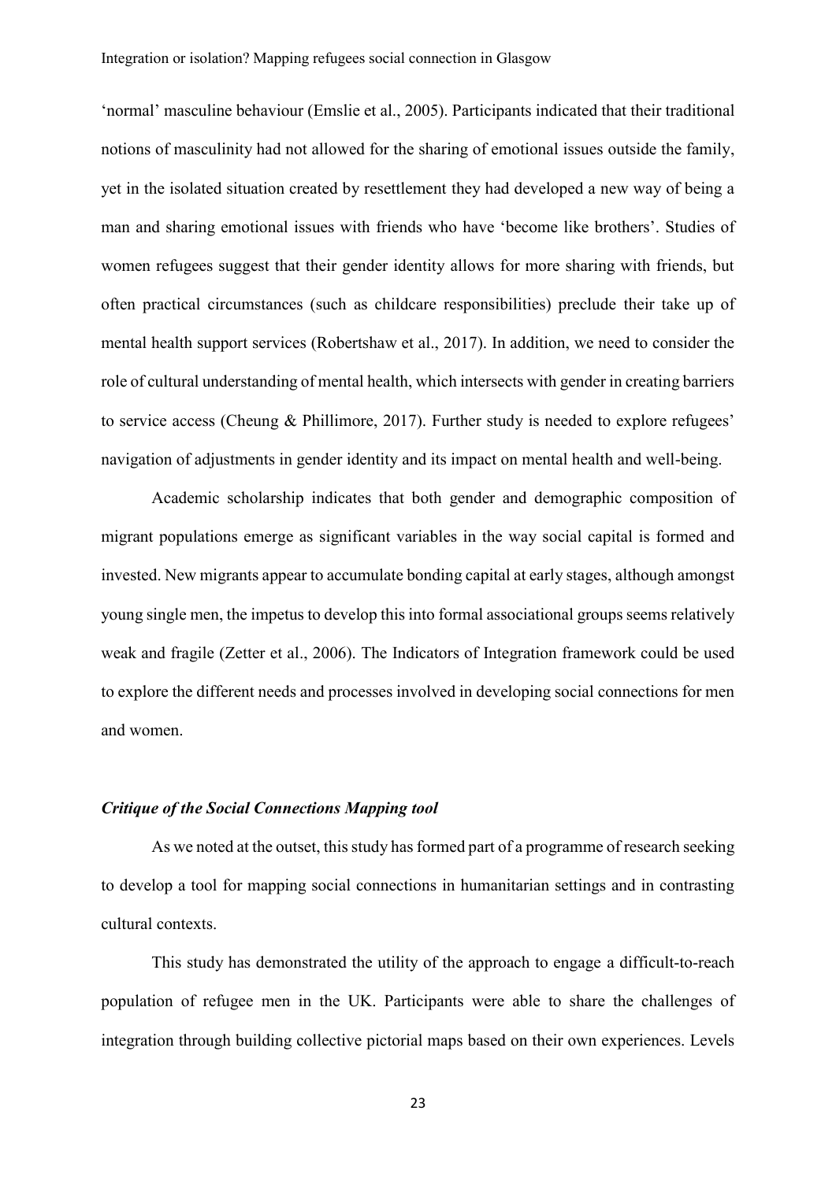'normal' masculine behaviour (Emslie et al., 2005). Participants indicated that their traditional notions of masculinity had not allowed for the sharing of emotional issues outside the family, yet in the isolated situation created by resettlement they had developed a new way of being a man and sharing emotional issues with friends who have 'become like brothers'. Studies of women refugees suggest that their gender identity allows for more sharing with friends, but often practical circumstances (such as childcare responsibilities) preclude their take up of mental health support services (Robertshaw et al., 2017). In addition, we need to consider the role of cultural understanding of mental health, which intersects with gender in creating barriers to service access (Cheung & Phillimore, 2017). Further study is needed to explore refugees' navigation of adjustments in gender identity and its impact on mental health and well-being.

Academic scholarship indicates that both gender and demographic composition of migrant populations emerge as significant variables in the way social capital is formed and invested. New migrants appear to accumulate bonding capital at early stages, although amongst young single men, the impetus to develop this into formal associational groups seems relatively weak and fragile (Zetter et al., 2006). The Indicators of Integration framework could be used to explore the different needs and processes involved in developing social connections for men and women.

### *Critique of the Social Connections Mapping tool*

As we noted at the outset, this study has formed part of a programme of research seeking to develop a tool for mapping social connections in humanitarian settings and in contrasting cultural contexts.

This study has demonstrated the utility of the approach to engage a difficult-to-reach population of refugee men in the UK. Participants were able to share the challenges of integration through building collective pictorial maps based on their own experiences. Levels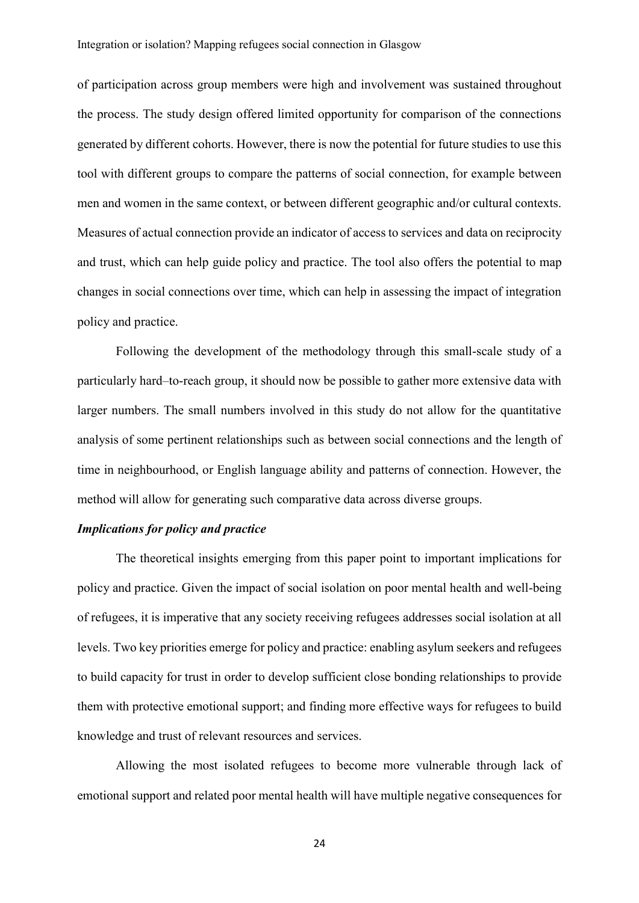of participation across group members were high and involvement was sustained throughout the process. The study design offered limited opportunity for comparison of the connections generated by different cohorts. However, there is now the potential for future studies to use this tool with different groups to compare the patterns of social connection, for example between men and women in the same context, or between different geographic and/or cultural contexts. Measures of actual connection provide an indicator of access to services and data on reciprocity and trust, which can help guide policy and practice. The tool also offers the potential to map changes in social connections over time, which can help in assessing the impact of integration policy and practice.

Following the development of the methodology through this small-scale study of a particularly hard–to-reach group, it should now be possible to gather more extensive data with larger numbers. The small numbers involved in this study do not allow for the quantitative analysis of some pertinent relationships such as between social connections and the length of time in neighbourhood, or English language ability and patterns of connection. However, the method will allow for generating such comparative data across diverse groups.

### *Implications for policy and practice*

The theoretical insights emerging from this paper point to important implications for policy and practice. Given the impact of social isolation on poor mental health and well-being of refugees, it is imperative that any society receiving refugees addresses social isolation at all levels. Two key priorities emerge for policy and practice: enabling asylum seekers and refugees to build capacity for trust in order to develop sufficient close bonding relationships to provide them with protective emotional support; and finding more effective ways for refugees to build knowledge and trust of relevant resources and services.

Allowing the most isolated refugees to become more vulnerable through lack of emotional support and related poor mental health will have multiple negative consequences for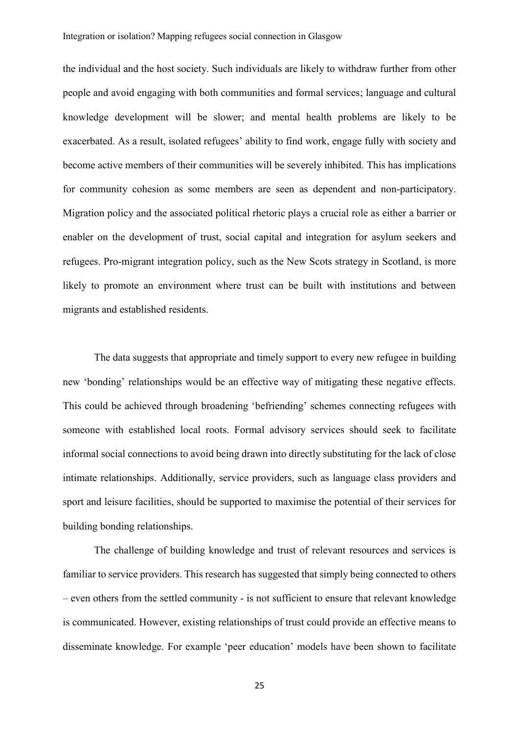the individual and the host society. Such individuals are likely to withdraw further from other people and avoid engaging with both communities and formal services; language and cultural knowledge development will be slower; and mental health problems are likely to be exacerbated. As a result, isolated refugees' ability to find work, engage fully with society and become active members of their communities will be severely inhibited. This has implications for community cohesion as some members are seen as dependent and non-participatory. Migration policy and the associated political rhetoric plays a crucial role as either a barrier or enabler on the development of trust, social capital and integration for asylum seekers and refugees. Pro-migrant integration policy, such as the New Scots strategy in Scotland, is more likely to promote an environment where trust can be built with institutions and between migrants and established residents.

The data suggests that appropriate and timely support to every new refugee in building new 'bonding' relationships would be an effective way of mitigating these negative effects. This could be achieved through broadening 'befriending' schemes connecting refugees with someone with established local roots. Formal advisory services should seek to facilitate informal social connections to avoid being drawn into directly substituting for the lack of close intimate relationships. Additionally, service providers, such as language class providers and sport and leisure facilities, should be supported to maximise the potential of their services for building bonding relationships.

The challenge of building knowledge and trust of relevant resources and services is familiar to service providers. This research has suggested that simply being connected to others – even others from the settled community - is not sufficient to ensure that relevant knowledge is communicated. However, existing relationships of trust could provide an effective means to disseminate knowledge. For example 'peer education' models have been shown to facilitate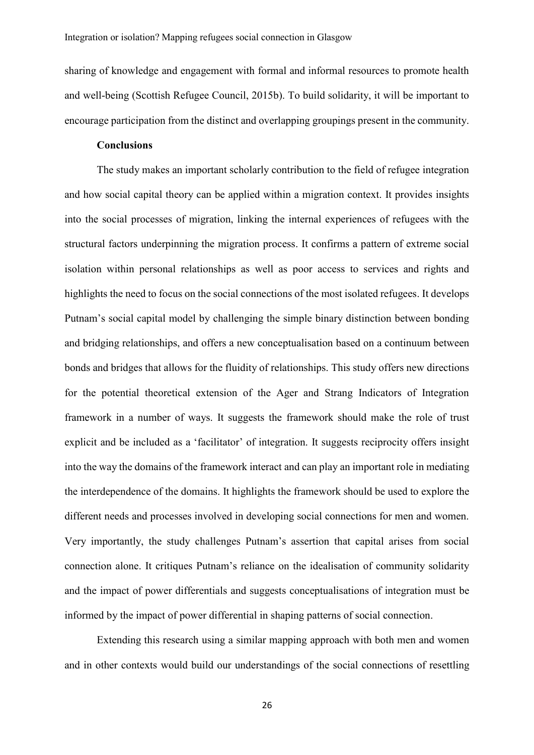sharing of knowledge and engagement with formal and informal resources to promote health and well-being (Scottish Refugee Council, 2015b). To build solidarity, it will be important to encourage participation from the distinct and overlapping groupings present in the community.

## Conclusions

The study makes an important scholarly contribution to the field of refugee integration and how social capital theory can be applied within a migration context. It provides insights into the social processes of migration, linking the internal experiences of refugees with the structural factors underpinning the migration process. It confirms a pattern of extreme social isolation within personal relationships as well as poor access to services and rights and highlights the need to focus on the social connections of the most isolated refugees. It develops Putnam's social capital model by challenging the simple binary distinction between bonding and bridging relationships, and offers a new conceptualisation based on a continuum between bonds and bridges that allows for the fluidity of relationships. This study offers new directions for the potential theoretical extension of the Ager and Strang Indicators of Integration framework in a number of ways. It suggests the framework should make the role of trust explicit and be included as a 'facilitator' of integration. It suggests reciprocity offers insight into the way the domains of the framework interact and can play an important role in mediating the interdependence of the domains. It highlights the framework should be used to explore the different needs and processes involved in developing social connections for men and women. Very importantly, the study challenges Putnam's assertion that capital arises from social connection alone. It critiques Putnam's reliance on the idealisation of community solidarity and the impact of power differentials and suggests conceptualisations of integration must be informed by the impact of power differential in shaping patterns of social connection.

Extending this research using a similar mapping approach with both men and women and in other contexts would build our understandings of the social connections of resettling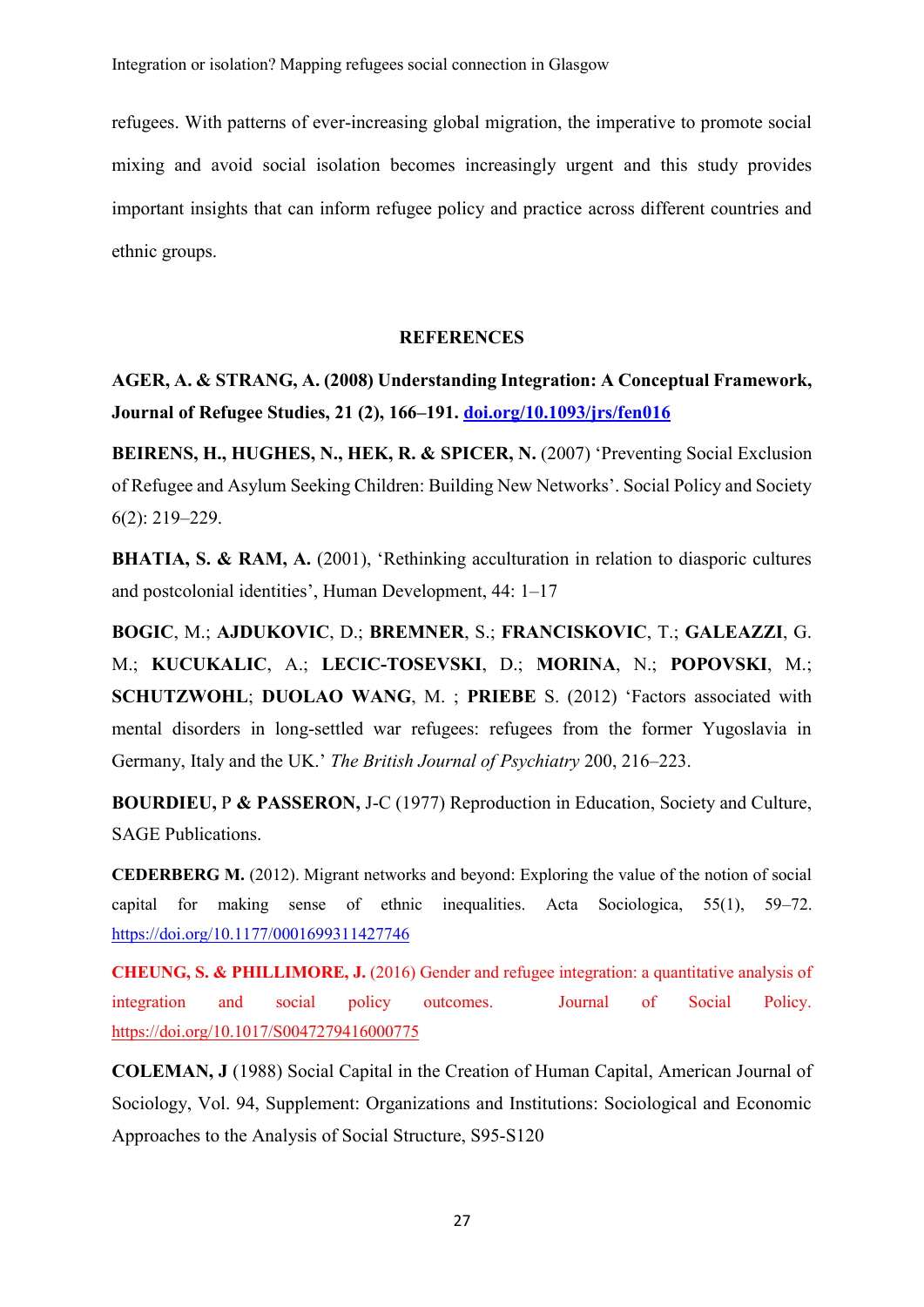refugees. With patterns of ever-increasing global migration, the imperative to promote social mixing and avoid social isolation becomes increasingly urgent and this study provides important insights that can inform refugee policy and practice across different countries and ethnic groups.

## REFERENCES

**AGER, A. & STRANG, A. (2008) Understanding Integration: A Conceptual Framework, Journal of Refugee Studies, 21 (2), 166–191. [doi.org/10.1093/jrs/fen016](https://doi.org/10.1093/jrs/fen016)**

**BEIRENS, H., HUGHES, N., HEK, R. & SPICER, N.** (2007) 'Preventing Social Exclusion of Refugee and Asylum Seeking Children: Building New Networks'. Social Policy and Society 6(2): 219–229.

**BHATIA, S. & RAM, A.** (2001), 'Rethinking acculturation in relation to diasporic cultures and postcolonial identities', Human Development, 44: 1–17

**BOGIC**, M.; **AJDUKOVIC**, D.; **BREMNER**, S.; **FRANCISKOVIC**, T.; **GALEAZZI**, G. M.; **KUCUKALIC**, A.; **LECIC-TOSEVSKI**, D.; **MORINA**, N.; **POPOVSKI**, M.; **SCHUTZWOHL**; **DUOLAO WANG**, M. ; **PRIEBE** S. (2012) 'Factors associated with mental disorders in long-settled war refugees: refugees from the former Yugoslavia in Germany, Italy and the UK.' *The British Journal of Psychiatry* 200, 216–223.

**BOURDIEU,** P **& PASSERON,** J-C (1977) Reproduction in Education, Society and Culture, SAGE Publications.

**CEDERBERG M.** (2012). Migrant networks and beyond: Exploring the value of the notion of social capital for making sense of ethnic inequalities. Acta Sociologica, 55(1), 59–72. https://doi.org/10.1177/0001699311427746

**CHEUNG, S. & PHILLIMORE, J.** (2016) Gender and refugee integration: a quantitative analysis of integration and social policy outcomes. Journal of Social Policy. https://doi.org/10.1017/S0047279416000775

**COLEMAN, J** (1988) Social Capital in the Creation of Human Capital, American Journal of Sociology, Vol. 94, Supplement: Organizations and Institutions: Sociological and Economic Approaches to the Analysis of Social Structure, S95-S120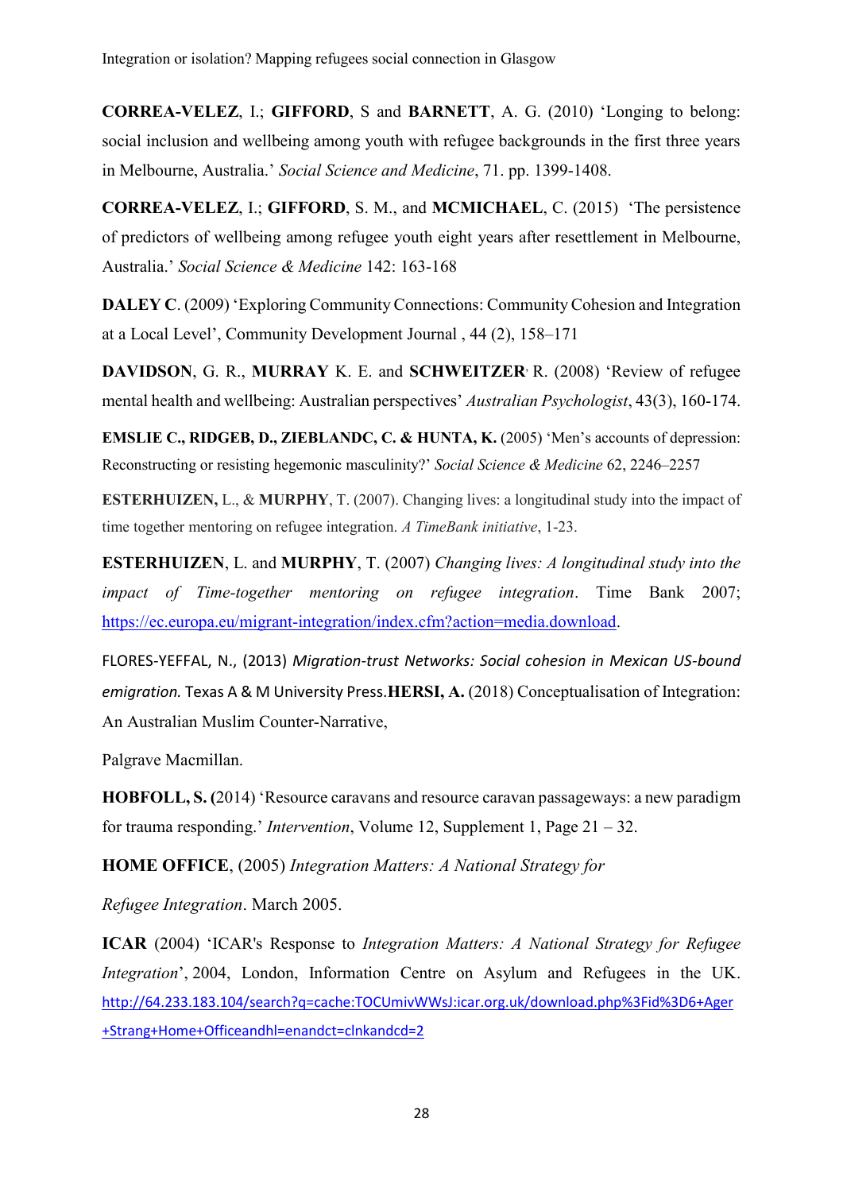**CORREA-VELEZ**, I.; **GIFFORD**, S and **BARNETT**, A. G. (2010) 'Longing to belong: social inclusion and wellbeing among youth with refugee backgrounds in the first three years in Melbourne, Australia.' *Social Science and Medicine*, 71. pp. 1399-1408.

**CORREA-VELEZ**, I.; **GIFFORD**, S. M., and **MCMICHAEL**, C. (2015) 'The persistence of predictors of wellbeing among refugee youth eight years after resettlement in Melbourne, Australia.' *Social Science & Medicine* 142: 163-168

**DALEY C**. (2009) 'Exploring Community Connections: Community Cohesion and Integration at a Local Level', Community Development Journal , 44 (2), 158–171

**DAVIDSON**, G. R., **MURRAY** K. E. and **SCHWEITZER**, R. (2008) 'Review of refugee mental health and wellbeing: Australian perspectives' *Australian Psychologist*, 43(3), 160-174.

**EMSLIE C., RIDGEB, D., ZIEBLANDC, C. & HUNTA, K.** (2005) 'Men's accounts of depression: Reconstructing or resisting hegemonic masculinity?' *Social Science & Medicine* 62, 2246–2257

**ESTERHUIZEN,** L., & **MURPHY**, T. (2007). Changing lives: a longitudinal study into the impact of time together mentoring on refugee integration. *A TimeBank initiative*, 1-23.

**ESTERHUIZEN**, L. and **MURPHY**, T. (2007) *Changing lives: A longitudinal study into the impact of Time-together mentoring on refugee integration*. Time Bank 2007; https://ec.europa.eu/migrant-integration/index.cfm?action=media.download.

FLORES-YEFFAL, N., (2013) *Migration-trust Networks: Social cohesion in Mexican US-bound emigration.* Texas A & M University Press.**HERSI, A.** (2018) Conceptualisation of Integration: An Australian Muslim Counter-Narrative,

Palgrave Macmillan.

**HOBFOLL, S. (**2014) 'Resource caravans and resource caravan passageways: a new paradigm for trauma responding.' *Intervention*, Volume 12, Supplement 1, Page 21 – 32.

**HOME OFFICE**, (2005) *Integration Matters: A National Strategy for*

*Refugee Integration*. March 2005.

**ICAR** (2004) 'ICAR's Response to *Integration Matters: A National Strategy for Refugee Integration*', 2004, London, Information Centre on Asylum and Refugees in the UK. http://64.233.183.104/search?q=cache:TOCUmivWWsJ:icar.org.uk/download.php%3Fid%3D6+Ager+Strang+Home+Officeandhl=enandct=clnkandcd=2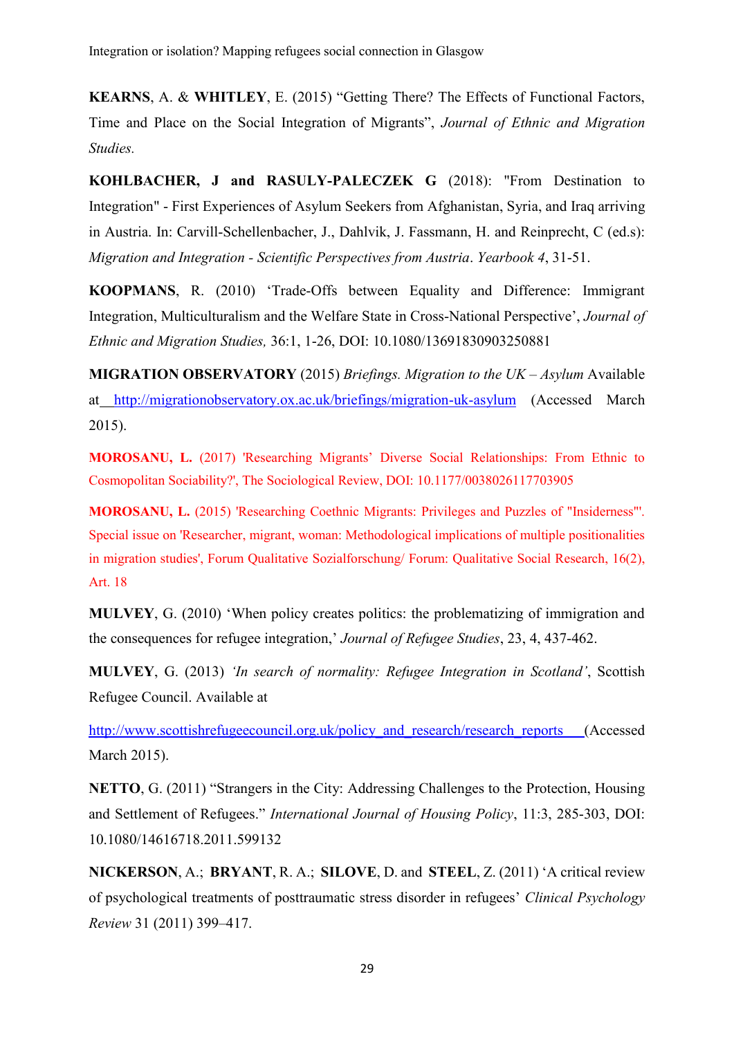**KEARNS**, A. & **WHITLEY**, E. (2015) "Getting There? The Effects of Functional Factors, Time and Place on the Social Integration of Migrants", *Journal of Ethnic and Migration Studies.*

**KOHLBACHER, J and RASULY-PALECZEK G** (2018): "From Destination to Integration" - First Experiences of Asylum Seekers from Afghanistan, Syria, and Iraq arriving in Austria. In: Carvill-Schellenbacher, J., Dahlvik, J. Fassmann, H. and Reinprecht, C (ed.s): *Migration and Integration - Scientific Perspectives from Austria*. *Yearbook 4*, 31-51.

**KOOPMANS**, R. (2010) 'Trade-Offs between Equality and Difference: Immigrant Integration, Multiculturalism and the Welfare State in Cross-National Perspective', *Journal of Ethnic and Migration Studies,* 36:1, 1-26, DOI: 10.1080/13691830903250881

**MIGRATION OBSERVATORY** (2015) *Briefings. Migration to the UK – Asylum* Available at http://migrationobservatory.ox.ac.uk/briefings/migration-uk-asylum (Accessed March 2015).

**MOROSANU, L.** (2017) 'Researching Migrants' Diverse Social Relationships: From Ethnic to Cosmopolitan Sociability?', The Sociological Review, DOI: 10.1177/0038026117703905

**MOROSANU, L.** (2015) 'Researching Coethnic Migrants: Privileges and Puzzles of "Insiderness"'. Special issue on 'Researcher, migrant, woman: Methodological implications of multiple positionalities in migration studies', Forum Qualitative Sozialforschung/ Forum: Qualitative Social Research, 16(2), Art. 18

**MULVEY**, G. (2010) 'When policy creates politics: the problematizing of immigration and the consequences for refugee integration,' *Journal of Refugee Studies*, 23, 4, 437-462.

**MULVEY**, G. (2013) *'In search of normality: Refugee Integration in Scotland'*, Scottish Refugee Council. Available at

http://www.scottishrefugeecouncil.org.uk/policy_and_research/research_reports (Accessed March 2015).

**NETTO**, G. (2011) "Strangers in the City: Addressing Challenges to the Protection, Housing and Settlement of Refugees." *International Journal of Housing Policy*, 11:3, 285-303, DOI: 10.1080/14616718.2011.599132

**NICKERSON**, A.; **BRYANT**, R. A.; **SILOVE**, D. and **STEEL**, Z. (2011) 'A critical review of psychological treatments of posttraumatic stress disorder in refugees' *Clinical Psychology Review* 31 (2011) 399–417.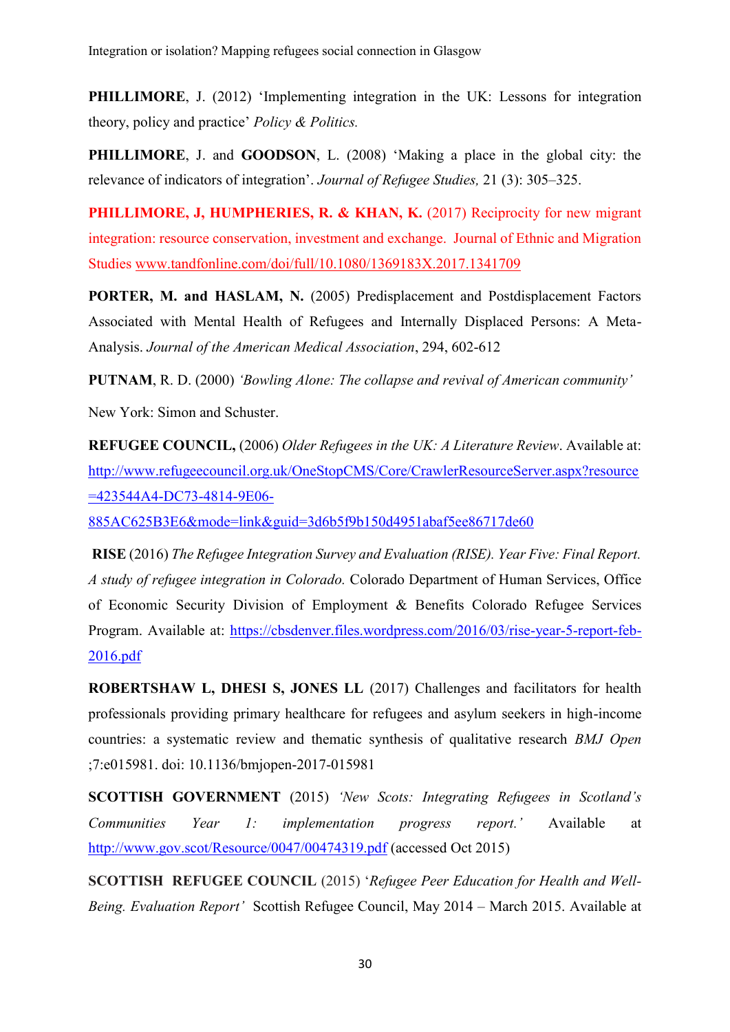**PHILLIMORE**, J. (2012) 'Implementing integration in the UK: Lessons for integration theory, policy and practice' *Policy & Politics.*

**PHILLIMORE**, J. and **GOODSON**, L. (2008) 'Making a place in the global city: the relevance of indicators of integration'. *Journal of Refugee Studies,* 21 (3): 305–325.

**PHILLIMORE, J, HUMPHERIES, R. & KHAN, K.** (2017) Reciprocity for new migrant integration: resource conservation, investment and exchange. Journal of Ethnic and Migration Studies www.tandfonline.com/doi/full/10.1080/1369183X.2017.1341709

**PORTER, M. and HASLAM, N.** (2005) Predisplacement and Postdisplacement Factors Associated with Mental Health of Refugees and Internally Displaced Persons: A Meta-Analysis. *Journal of the American Medical Association*, 294, 602-612

**PUTNAM**, R. D. (2000) *'Bowling Alone: The collapse and revival of American community'*

New York: Simon and Schuster.

**REFUGEE COUNCIL,** (2006) *Older Refugees in the UK: A Literature Review*. Available at: http://www.refugeecouncil.org.uk/OneStopCMS/Core/CrawlerResourceServer.aspx?resource=423544A4-DC73-4814-9E06-885AC625B3E6&mode=link&guid=3d6b5f9b150d4951abaf5ee86717de60

**RISE** (2016) *The Refugee Integration Survey and Evaluation (RISE). Year Five: Final Report. A study of refugee integration in Colorado.* Colorado Department of Human Services, Office of Economic Security Division of Employment & Benefits Colorado Refugee Services Program. Available at: https://cbsdenver.files.wordpress.com/2016/03/rise-year-5-report-feb-2016.pdf

**ROBERTSHAW L, DHESI S, JONES LL** (2017) Challenges and facilitators for health professionals providing primary healthcare for refugees and asylum seekers in high-income countries: a systematic review and thematic synthesis of qualitative research *BMJ Open* ;7:e015981. doi: 10.1136/bmjopen-2017-015981

**SCOTTISH GOVERNMENT** (2015) *'New Scots: Integrating Refugees in Scotland's Communities Year 1: implementation progress report.'* Available at http://www.gov.scot/Resource/0047/00474319.pdf (accessed Oct 2015)

**SCOTTISH REFUGEE COUNCIL** (2015) '*Refugee Peer Education for Health and Well-Being. Evaluation Report'* Scottish Refugee Council, May 2014 – March 2015. Available at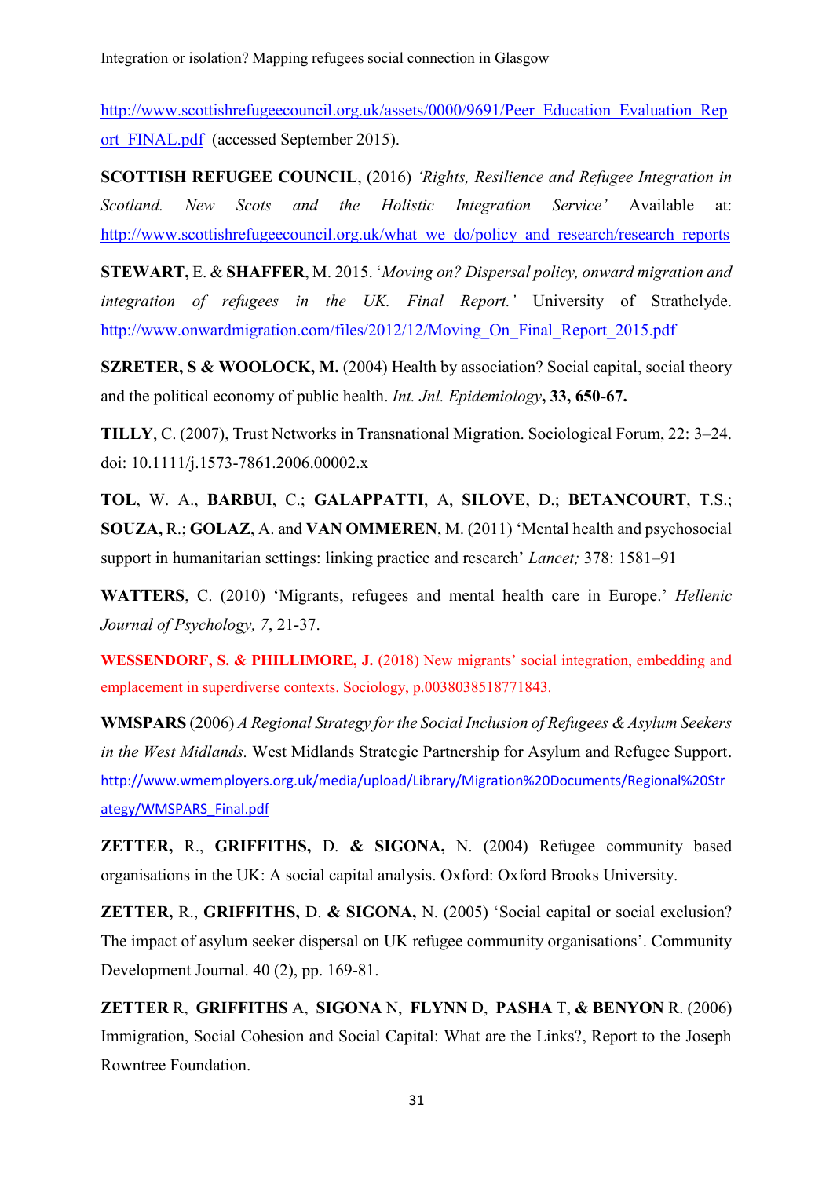http://www.scottishrefugeecouncil.org.uk/assets/0000/9691/Peer_Education_Evaluation_Report_FINAL.pdf (accessed September 2015).

**SCOTTISH REFUGEE COUNCIL**, (2016) *'Rights, Resilience and Refugee Integration in Scotland. New Scots and the Holistic Integration Service'* Available at: http://www.scottishrefugeecouncil.org.uk/what_we_do/policy_and_research/research_reports

**STEWART,** E. & **SHAFFER**, M. 2015. '*Moving on? Dispersal policy, onward migration and integration of refugees in the UK. Final Report.'* University of Strathclyde. http://www.onwardmigration.com/files/2012/12/Moving_On_Final_Report_2015.pdf

**SZRETER, S & WOOLOCK, M.** (2004) Health by association? Social capital, social theory and the political economy of public health. *Int. Jnl. Epidemiology*, **33, 650-67.**

**TILLY**, C. (2007), Trust Networks in Transnational Migration. Sociological Forum, 22: 3–24. doi: 10.1111/j.1573-7861.2006.00002.x

**TOL**, W. A., **BARBUI**, C.; **GALAPPATTI**, A, **SILOVE**, D.; **BETANCOURT**, T.S.; **SOUZA,** R.; **GOLAZ**, A. and **VAN OMMEREN**, M. (2011) 'Mental health and psychosocial support in humanitarian settings: linking practice and research' *Lancet;* 378: 1581–91

**WATTERS**, C. (2010) 'Migrants, refugees and mental health care in Europe.' *Hellenic Journal of Psychology, 7*, 21-37.

**WESSENDORF, S. & PHILLIMORE, J.** (2018) New migrants' social integration, embedding and emplacement in superdiverse contexts. Sociology, p.0038038518771843.

**WMSPARS** (2006) *A Regional Strategy for the Social Inclusion of Refugees & Asylum Seekers in the West Midlands.* West Midlands Strategic Partnership for Asylum and Refugee Support. http://www.wmemployers.org.uk/media/upload/Library/Migration%20Documents/Regional%20Strategy/WMSPARS_Final.pdf

**ZETTER,** R., **GRIFFITHS,** D. **& SIGONA,** N. (2004) Refugee community based organisations in the UK: A social capital analysis. Oxford: Oxford Brooks University.

**ZETTER,** R., **GRIFFITHS,** D. **& SIGONA,** N. (2005) 'Social capital or social exclusion? The impact of asylum seeker dispersal on UK refugee community organisations'. Community Development Journal. 40 (2), pp. 169-81.

**ZETTER** R, **GRIFFITHS** A, **SIGONA** N, **FLYNN** D, **PASHA** T, **& BENYON** R. (2006) Immigration, Social Cohesion and Social Capital: What are the Links?, Report to the Joseph Rowntree Foundation.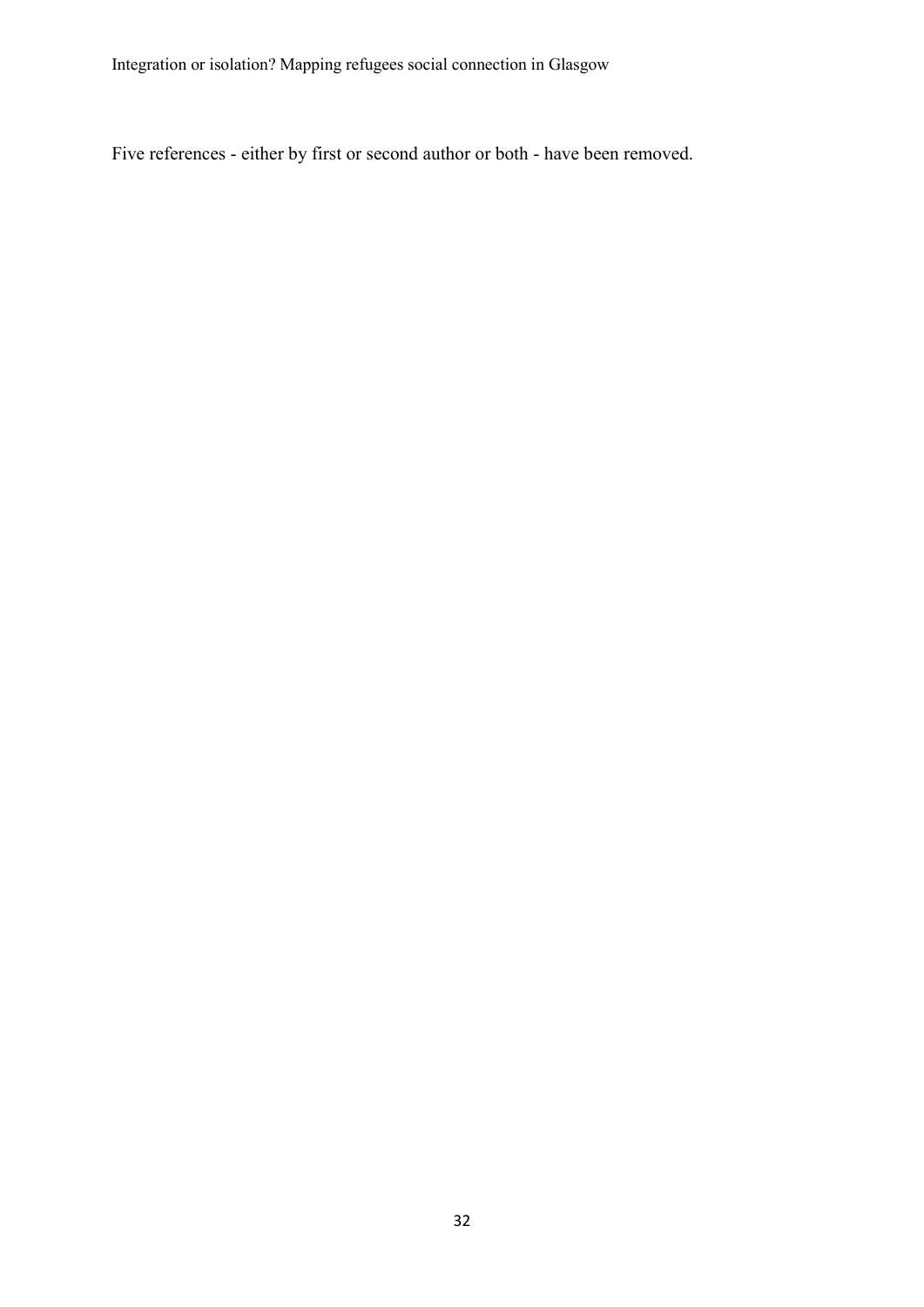Five references - either by first or second author or both - have been removed.